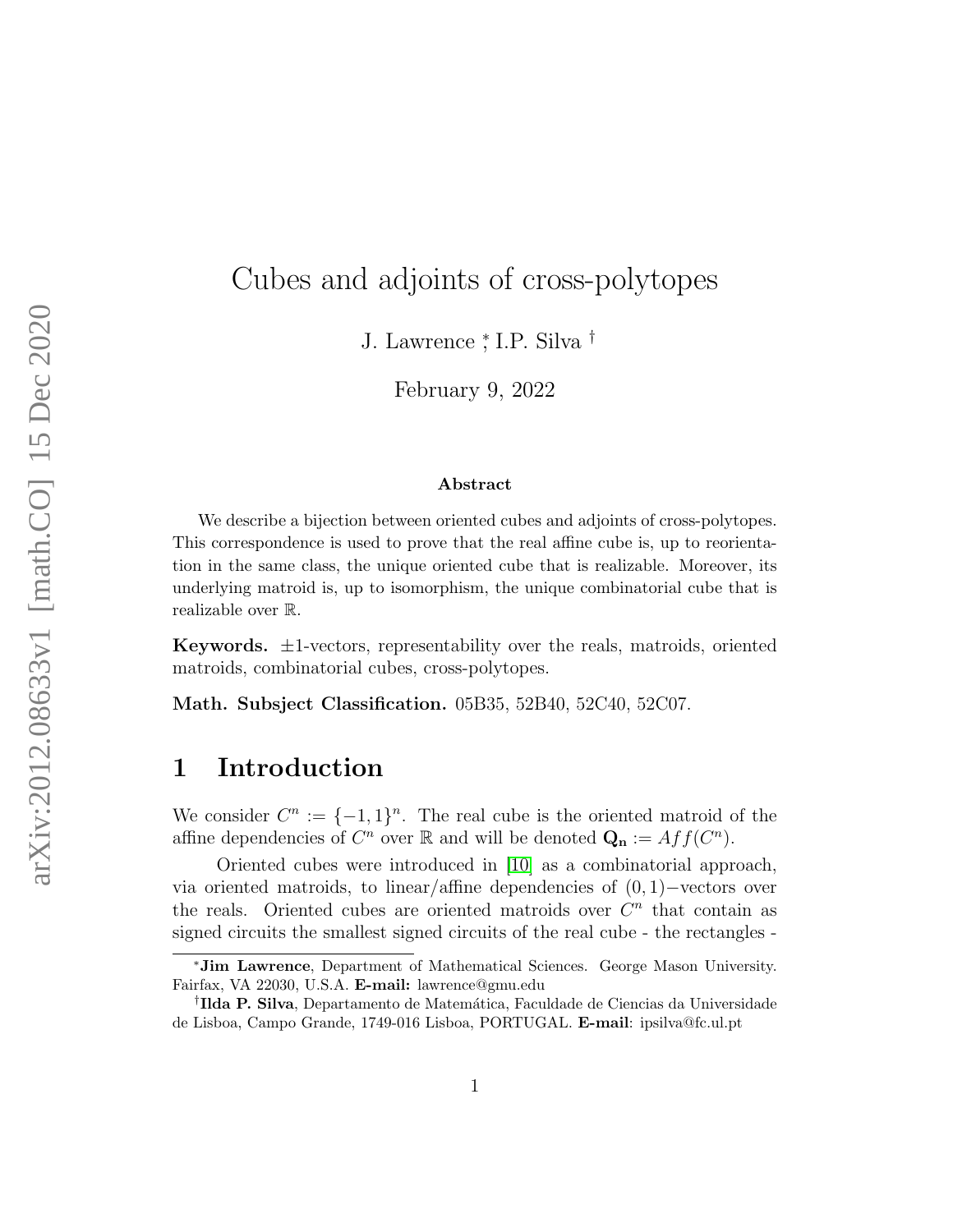# Cubes and adjoints of cross-polytopes

J. Lawrence [*], I.P. Silva [†]

February 9, 2022

### Abstract

We describe a bijection between oriented cubes and adjoints of cross-polytopes. This correspondence is used to prove that the real affine cube is, up to reorientation in the same class, the unique oriented cube that is realizable. Moreover, its underlying matroid is, up to isomorphism, the unique combinatorial cube that is realizable over $\mathbb{R}$.

**Keywords.** $\pm 1$-vectors, representability over the reals, matroids, oriented matroids, combinatorial cubes, cross-polytopes.

**Math. Subsject Classification.** 05B35, 52B40, 52C40, 52C07.

## 1 Introduction

We consider $C^n := \{-1, 1\}^n$. The real cube is the oriented matroid of the affine dependencies of $C^n$ over $\mathbb{R}$ and will be denoted $\mathbf{Q_n} := Aff(C^n)$.

Oriented cubes were introduced in [10] as a combinatorial approach, via oriented matroids, to linear/affine dependencies of $(0,1)-$vectors over the reals. Oriented cubes are oriented matroids over $C^n$ that contain as signed circuits the smallest signed circuits of the real cube - the rectangles -

[*] **Jim Lawrence**, Department of Mathematical Sciences. George Mason University. Fairfax, VA 22030, U.S.A. **E-mail:** lawrence@gmu.edu

[†] **Ilda P. Silva**, Departamento de Matemática, Faculdade de Ciencias da Universidade de Lisboa, Campo Grande, 1749-016 Lisboa, PORTUGAL. **E-mail**: ipsilva@fc.ul.pt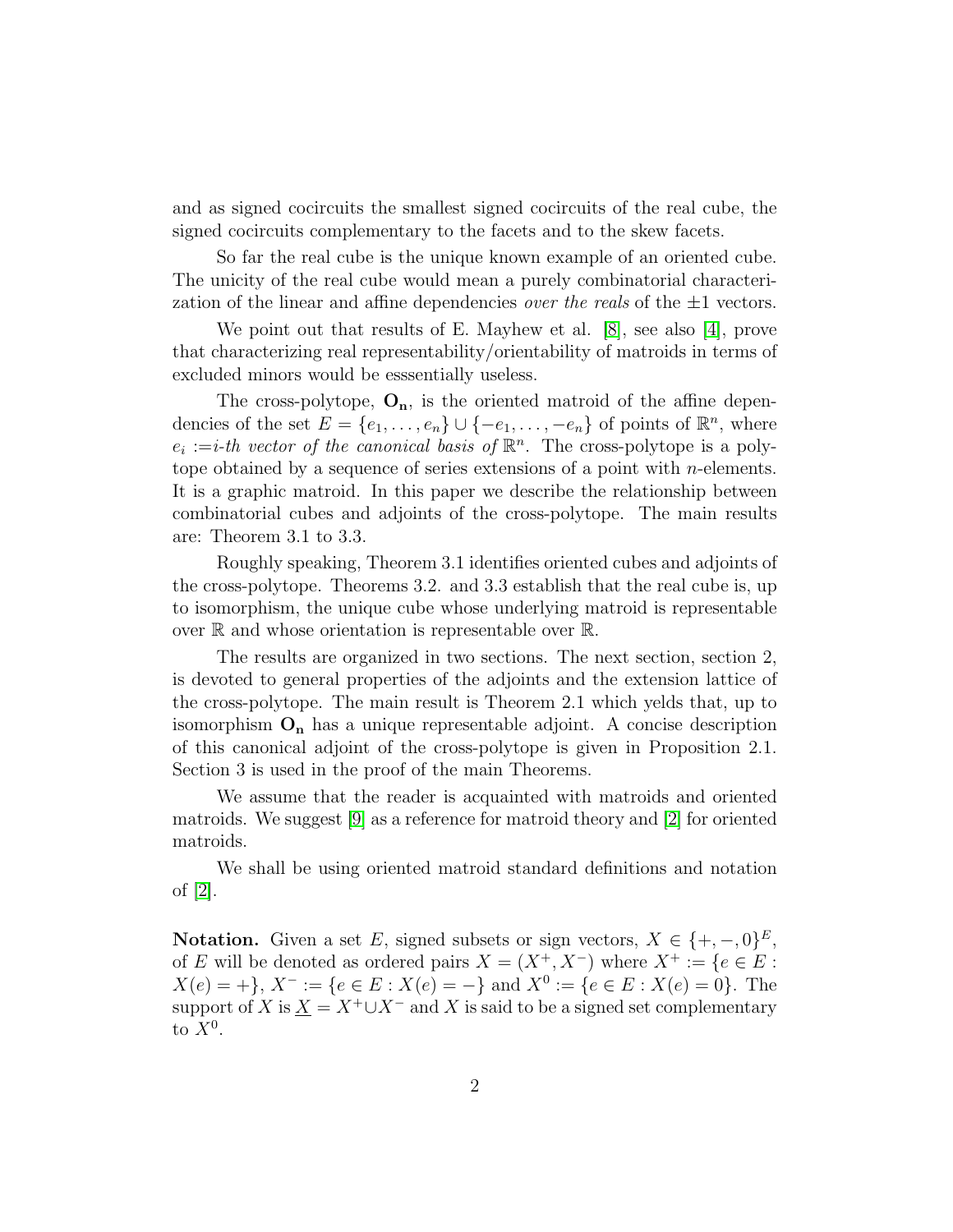and as signed cocircuits the smallest signed cocircuits of the real cube, the signed cocircuits complementary to the facets and to the skew facets.

So far the real cube is the unique known example of an oriented cube. The unicity of the real cube would mean a purely combinatorial characterization of the linear and affine dependencies *over the reals* of the $\pm 1$ vectors.

We point out that results of E. Mayhew et al. [8], see also [4], prove that characterizing real representability/orientability of matroids in terms of excluded minors would be esssentially useless.

The cross-polytope, $\mathbf{O_n}$, is the oriented matroid of the affine dependencies of the set $E = \{e_1, \ldots, e_n\} \cup \{-e_1, \ldots, -e_n\}$ of points of $\mathbb{R}^n$, where $e_i :=$*i-th vector of the canonical basis of* $\mathbb{R}^n$. The cross-polytope is a polytope obtained by a sequence of series extensions of a point with $n$-elements. It is a graphic matroid. In this paper we describe the relationship between combinatorial cubes and adjoints of the cross-polytope. The main results are: Theorem 3.1 to 3.3.

Roughly speaking, Theorem 3.1 identifies oriented cubes and adjoints of the cross-polytope. Theorems 3.2. and 3.3 establish that the real cube is, up to isomorphism, the unique cube whose underlying matroid is representable over $\mathbb{R}$ and whose orientation is representable over $\mathbb{R}$.

The results are organized in two sections. The next section, section 2, is devoted to general properties of the adjoints and the extension lattice of the cross-polytope. The main result is Theorem 2.1 which yelds that, up to isomorphism $\mathbf{O_n}$ has a unique representable adjoint. A concise description of this canonical adjoint of the cross-polytope is given in Proposition 2.1. Section 3 is used in the proof of the main Theorems.

We assume that the reader is acquainted with matroids and oriented matroids. We suggest [9] as a reference for matroid theory and [2] for oriented matroids.

We shall be using oriented matroid standard definitions and notation of [2].

**Notation.** Given a set $E$, signed subsets or sign vectors, $X \in \{+, -, 0\}^E$, of $E$ will be denoted as ordered pairs $X = (X^+, X^-)$ where $X^+ := \{e \in E : X(e) = +\}$, $X^- := \{e \in E : X(e) = -\}$ and $X^0 := \{e \in E : X(e) = 0\}$. The support of $X$ is $\underline{X} = X^+ \cup X^-$ and $X$ is said to be a signed set complementary to $X^0$.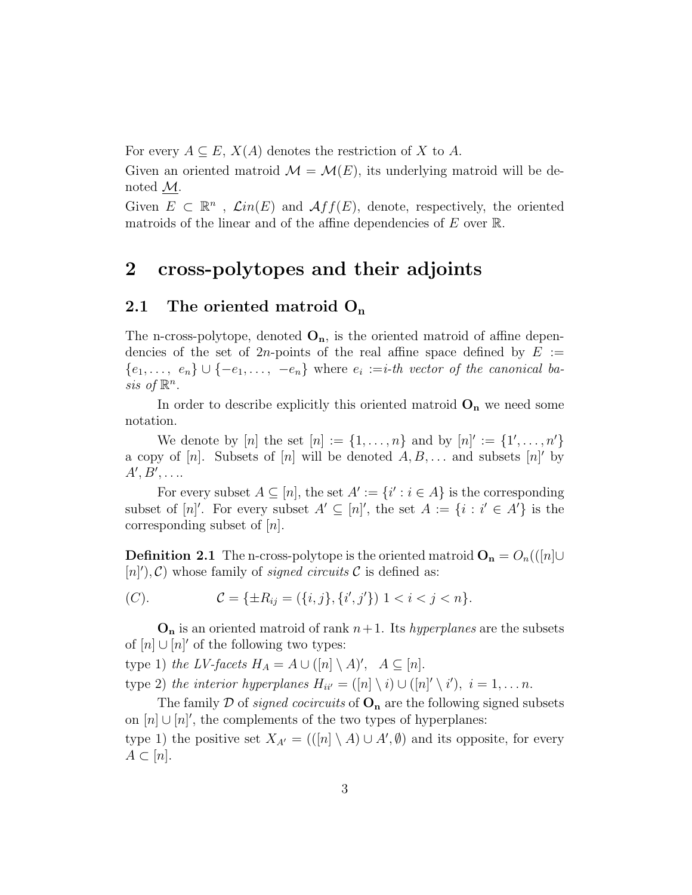For every $A \subseteq E$, $X(A)$ denotes the restriction of $X$ to $A$.

Given an oriented matroid $\mathcal{M} = \mathcal{M}(E)$, its underlying matroid will be denoted $\underline{\mathcal{M}}$.

Given $E \subset \mathbb{R}^n$ , $\mathcal{L}in(E)$ and $\mathcal{A}ff(E)$, denote, respectively, the oriented matroids of the linear and of the affine dependencies of $E$ over $\mathbb{R}$.

# 2 cross-polytopes and their adjoints

## 2.1 The oriented matroid $\mathbf{O_n}$

The n-cross-polytope, denoted $\mathbf{O_n}$, is the oriented matroid of affine dependencies of the set of $2n$-points of the real affine space defined by $E := \{e_1, \dots, e_n\} \cup \{-e_1, \dots, -e_n\}$ where $e_i$ :=*i-th vector of the canonical basis of* $\mathbb{R}^n$.

In order to describe explicitly this oriented matroid $\mathbf{O_n}$ we need some notation.

We denote by $[n]$ the set $[n] := \{1, \dots, n\}$ and by $[n]' := \{1', \dots, n'\}$ a copy of $[n]$. Subsets of $[n]$ will be denoted $A, B, \dots$ and subsets $[n]'$ by $A', B', \dots$.

For every subset $A \subseteq [n]$, the set $A' := \{i' : i \in A\}$ is the corresponding subset of $[n]'$. For every subset $A' \subseteq [n]'$, the set $A := \{i : i' \in A'\}$ is the corresponding subset of $[n]$.

**Definition 2.1** The n-cross-polytope is the oriented matroid $\mathbf{O_n} = O_n(([n] \cup [n]'), \mathcal{C})$ whose family of *signed circuits* $\mathcal{C}$ is defined as:

$$(C). \qquad \mathcal{C} = \{\pm R_{ij} = (\{i, j\}, \{i', j'\}) \ 1 < i < j < n\}.$$

$\mathbf{O_n}$ is an oriented matroid of rank $n+1$. Its *hyperplanes* are the subsets of $[n] \cup [n]'$ of the following two types:

type 1) *the LV-facets* $H_A = A \cup ([n] \setminus A)'$, $A \subseteq [n]$.

type 2) *the interior hyperplanes* $H_{ii'} = ([n] \setminus i) \cup ([n]' \setminus i')$, $i = 1, \dots n$.

The family $\mathcal{D}$ of *signed cocircuits* of $\mathbf{O_n}$ are the following signed subsets on $[n] \cup [n]'$, the complements of the two types of hyperplanes:

type 1) the positive set $X_{A'} = (([n] \setminus A) \cup A', \emptyset)$ and its opposite, for every $A \subset [n]$.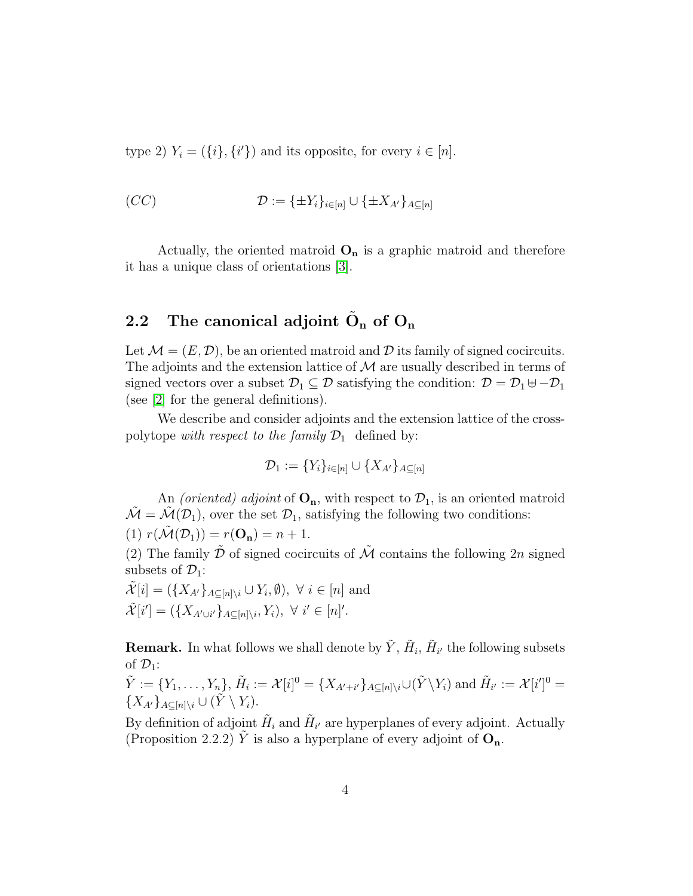type 2) $Y_i = (\{i\}, \{i'\})$ and its opposite, for every $i \in [n]$.

$$(CC) \qquad\qquad \mathcal{D} := \{\pm Y_i\}_{i\in[n]} \cup \{\pm X_{A'}\}_{A\subseteq[n]}$$

Actually, the oriented matroid $\mathbf{O_n}$ is a graphic matroid and therefore it has a unique class of orientations [3].

## 2.2 The canonical adjoint $\tilde{\mathrm{O}}_\mathbf{n}$ of $\mathbf{O_n}$

Let $\mathcal{M} = (E, \mathcal{D})$, be an oriented matroid and $\mathcal{D}$ its family of signed cocircuits. The adjoints and the extension lattice of $\mathcal{M}$ are usually described in terms of signed vectors over a subset $\mathcal{D}_1 \subseteq \mathcal{D}$ satisfying the condition: $\mathcal{D} = \mathcal{D}_1 \uplus -\mathcal{D}_1$ (see [2] for the general definitions).

We describe and consider adjoints and the extension lattice of the cross-polytope *with respect to the family* $\mathcal{D}_1$ defined by:

$$\mathcal{D}_1 := \{Y_i\}_{i\in[n]} \cup \{X_{A'}\}_{A\subseteq[n]}$$

An *(oriented) adjoint* of $\mathbf{O_n}$, with respect to $\mathcal{D}_1$, is an oriented matroid $\tilde{\mathcal{M}} = \tilde{\mathcal{M}}(\mathcal{D}_1)$, over the set $\mathcal{D}_1$, satisfying the following two conditions:
(1) $r(\tilde{\mathcal{M}}(\mathcal{D}_1)) = r(\mathbf{O_n}) = n + 1$.
(2) The family $\tilde{\mathcal{D}}$ of signed cocircuits of $\tilde{\mathcal{M}}$ contains the following $2n$ signed subsets of $\mathcal{D}_1$:
$\tilde{\mathcal{X}}[i] = (\{X_{A'}\}_{A\subseteq[n]\setminus i} \cup Y_i, \emptyset), \ \forall\ i \in [n]$ and
$\tilde{\mathcal{X}}[i'] = (\{X_{A'\cup i'}\}_{A\subseteq[n]\setminus i}, Y_i), \ \forall\ i' \in [n]'$.

**Remark.** In what follows we shall denote by $\tilde{Y}$, $\tilde{H}_i$, $\tilde{H}_{i'}$ the following subsets of $\mathcal{D}_1$:
$\tilde{Y} := \{Y_1, \ldots, Y_n\}$, $\tilde{H}_i := \mathcal{X}[i]^0 = \{X_{A'+i'}\}_{A\subseteq[n]\setminus i} \cup (\tilde{Y} \setminus Y_i)$ and $\tilde{H}_{i'} := \mathcal{X}[i']^0 = \{X_{A'}\}_{A\subseteq[n]\setminus i} \cup (\tilde{Y} \setminus Y_i)$.
By definition of adjoint $\tilde{H}_i$ and $\tilde{H}_{i'}$ are hyperplanes of every adjoint. Actually (Proposition 2.2.2) $\tilde{Y}$ is also a hyperplane of every adjoint of $\mathbf{O_n}$.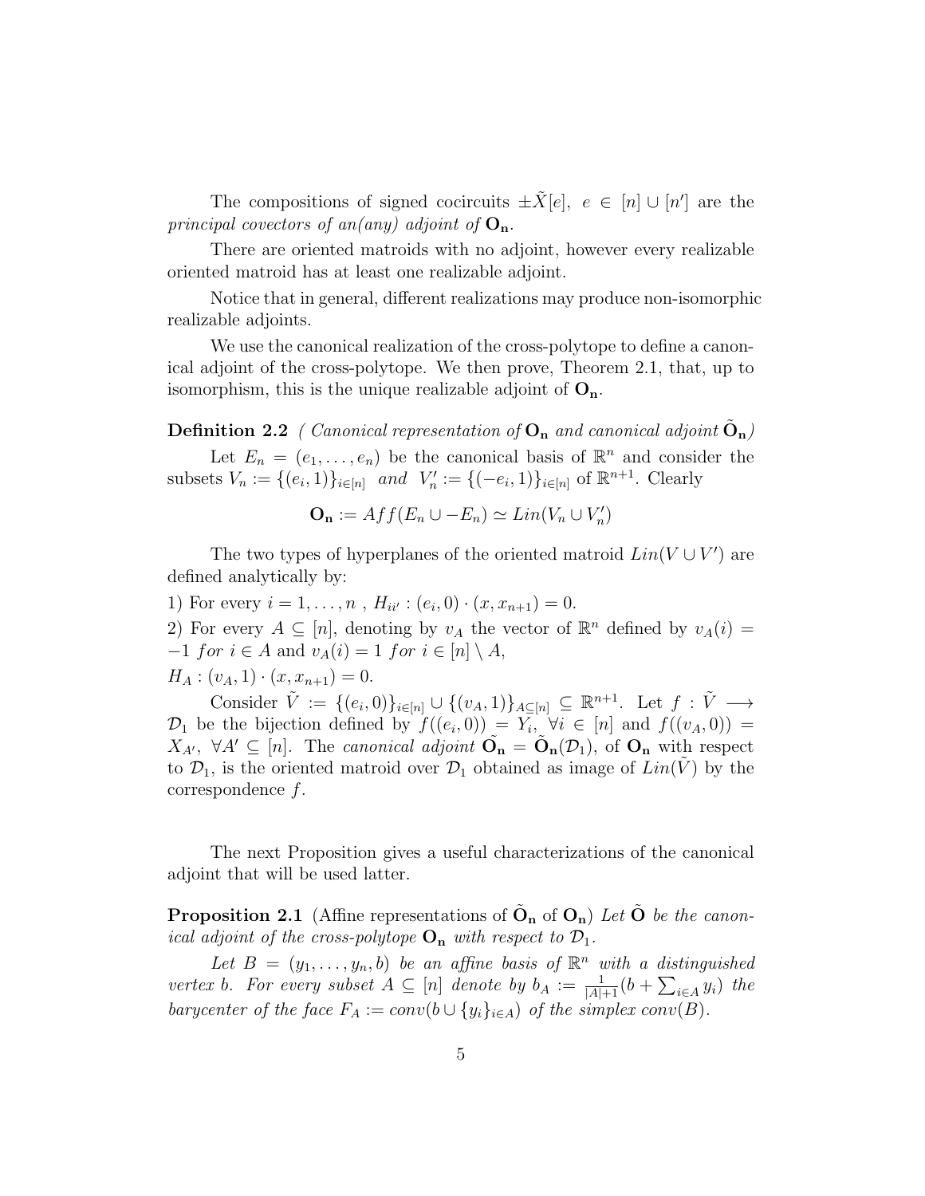The compositions of signed cocircuits $\pm\tilde{X}[e]$, $e \in [n] \cup [n']$ are the *principal covectors of an(any) adjoint of* $\mathbf{O_n}$.

There are oriented matroids with no adjoint, however every realizable oriented matroid has at least one realizable adjoint.

Notice that in general, different realizations may produce non-isomorphic realizable adjoints.

We use the canonical realization of the cross-polytope to define a canonical adjoint of the cross-polytope. We then prove, Theorem 2.1, that, up to isomorphism, this is the unique realizable adjoint of $\mathbf{O_n}$.

**Definition 2.2** *( Canonical representation of* $\mathbf{O_n}$ *and canonical adjoint* $\tilde{\mathbf{O}}_\mathbf{n}$*)*

Let $E_n = (e_1, \ldots, e_n)$ be the canonical basis of $\mathbb{R}^n$ and consider the subsets $V_n := \{(e_i, 1)\}_{i\in[n]}$ *and* $V'_n := \{(-e_i, 1)\}_{i\in[n]}$ of $\mathbb{R}^{n+1}$. Clearly

$$\mathbf{O_n} := Aff(E_n \cup -E_n) \simeq Lin(V_n \cup V'_n)$$

The two types of hyperplanes of the oriented matroid $Lin(V \cup V')$ are defined analytically by:

1) For every $i = 1, \ldots, n$ , $H_{ii'} : (e_i, 0) \cdot (x, x_{n+1}) = 0$.

2) For every $A \subseteq [n]$, denoting by $v_A$ the vector of $\mathbb{R}^n$ defined by $v_A(i) = -1$ *for* $i \in A$ and $v_A(i) = 1$ *for* $i \in [n] \setminus A$,

$H_A : (v_A, 1) \cdot (x, x_{n+1}) = 0$.

Consider $\tilde{V} := \{(e_i, 0)\}_{i\in[n]} \cup \{(v_A, 1)\}_{A\subseteq[n]} \subseteq \mathbb{R}^{n+1}$. Let $f : \tilde{V} \longrightarrow \mathcal{D}_1$ be the bijection defined by $f((e_i, 0)) = Y_i$, $\forall i \in [n]$ and $f((v_A, 0)) = X_{A'}$, $\forall A' \subseteq [n]$. The *canonical adjoint* $\tilde{\mathbf{O}}_\mathbf{n} = \tilde{\mathbf{O}}_\mathbf{n}(\mathcal{D}_1)$, of $\mathbf{O_n}$ with respect to $\mathcal{D}_1$, is the oriented matroid over $\mathcal{D}_1$ obtained as image of $Lin(\tilde{V})$ by the correspondence $f$.

The next Proposition gives a useful characterizations of the canonical adjoint that will be used latter.

**Proposition 2.1** (Affine representations of $\tilde{\mathbf{O}}_\mathbf{n}$ of $\mathbf{O_n}$) *Let* $\tilde{\mathbf{O}}$ *be the canonical adjoint of the cross-polytope* $\mathbf{O_n}$ *with respect to* $\mathcal{D}_1$.

*Let* $B = (y_1, \ldots, y_n, b)$ *be an affine basis of* $\mathbb{R}^n$ *with a distinguished vertex* $b$. *For every subset* $A \subseteq [n]$ *denote by* $b_A := \frac{1}{|A|+1}(b + \sum_{i\in A} y_i)$ *the barycenter of the face* $F_A := conv(b \cup \{y_i\}_{i\in A})$ *of the simplex* $conv(B)$.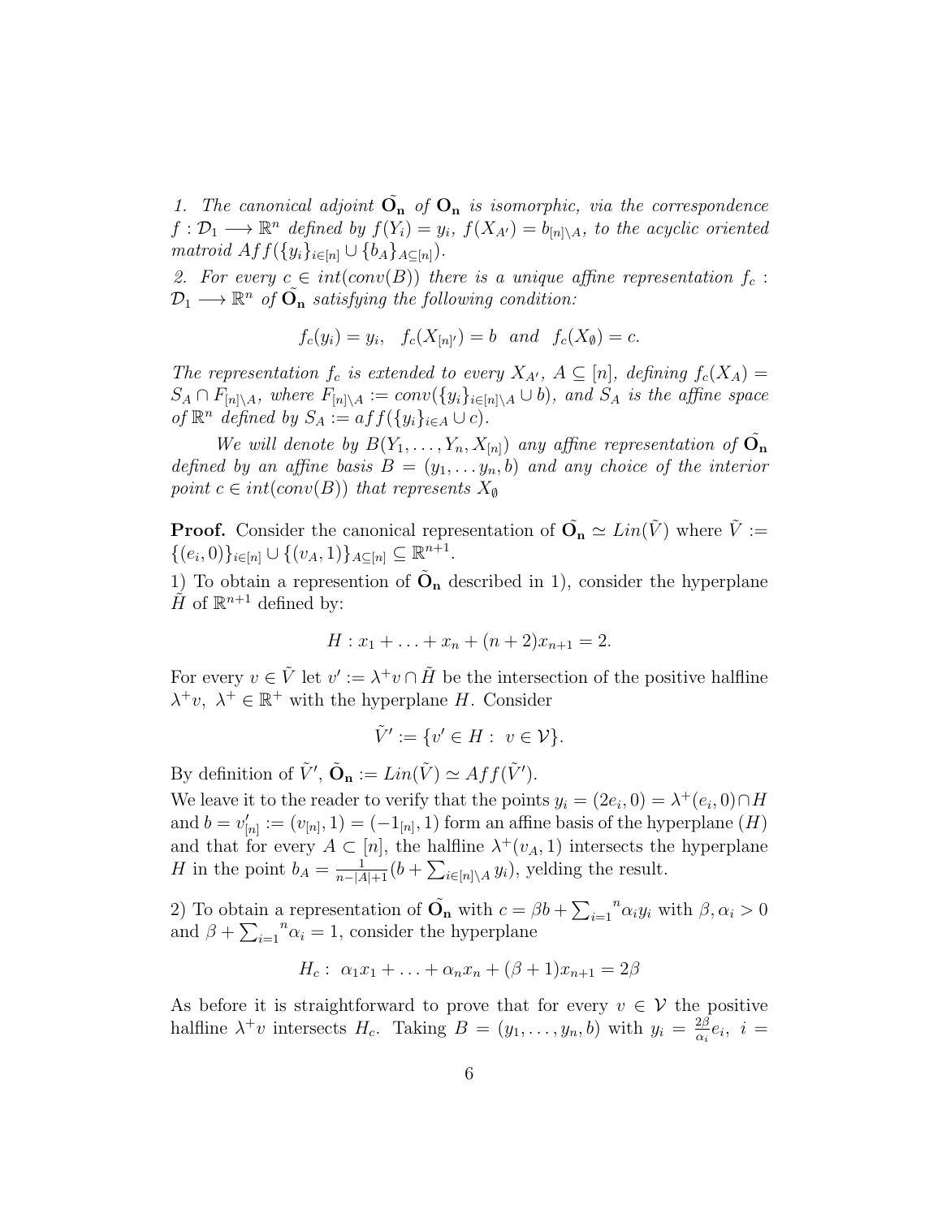*1. The canonical adjoint $\tilde{\mathbf{O}}_{\mathbf{n}}$ of $\mathbf{O}_{\mathbf{n}}$ is isomorphic, via the correspondence $f : \mathcal{D}_1 \longrightarrow \mathbb{R}^n$ defined by $f(Y_i) = y_i$, $f(X_{A'}) = b_{[n]\setminus A}$, to the acyclic oriented matroid $Aff(\{y_i\}_{i\in[n]} \cup \{b_A\}_{A\subseteq[n]})$.*

*2. For every $c \in int(conv(B))$ there is a unique affine representation $f_c : \mathcal{D}_1 \longrightarrow \mathbb{R}^n$ of $\tilde{\mathbf{O}}_{\mathbf{n}}$ satisfying the following condition:*

$$f_c(y_i) = y_i, \quad f_c(X_{[n]'}) = b \quad and \quad f_c(X_\emptyset) = c.$$

*The representation $f_c$ is extended to every $X_{A'}$, $A \subseteq [n]$, defining $f_c(X_A) = S_A \cap F_{[n]\setminus A}$, where $F_{[n]\setminus A} := conv(\{y_i\}_{i\in[n]\setminus A} \cup b)$, and $S_A$ is the affine space of $\mathbb{R}^n$ defined by $S_A := aff(\{y_i\}_{i\in A} \cup c)$.*

*We will denote by $B(Y_1, \ldots, Y_n, X_{[n]})$ any affine representation of $\tilde{\mathbf{O}}_{\mathbf{n}}$ defined by an affine basis $B = (y_1, \ldots y_n, b)$ and any choice of the interior point $c \in int(conv(B))$ that represents $X_\emptyset$*

**Proof.** Consider the canonical representation of $\tilde{\mathbf{O}}_{\mathbf{n}} \simeq Lin(\tilde{V})$ where $\tilde{V} := \{(e_i, 0)\}_{i\in[n]} \cup \{(v_A, 1)\}_{A\subseteq[n]} \subseteq \mathbb{R}^{n+1}$.

1) To obtain a represention of $\tilde{\mathbf{O}}_{\mathbf{n}}$ described in 1), consider the hyperplane $\tilde{H}$ of $\mathbb{R}^{n+1}$ defined by:

$$H : x_1 + \ldots + x_n + (n + 2)x_{n+1} = 2.$$

For every $v \in \tilde{V}$ let $v' := \lambda^+ v \cap \tilde{H}$ be the intersection of the positive halfline $\lambda^+ v$, $\lambda^+ \in \mathbb{R}^+$ with the hyperplane $H$. Consider

$$\tilde{V}' := \{v' \in H : \ v \in \mathcal{V}\}.$$

By definition of $\tilde{V}'$, $\tilde{\mathbf{O}}_{\mathbf{n}} := Lin(\tilde{V}) \simeq Aff(\tilde{V}')$.

We leave it to the reader to verify that the points $y_i = (2e_i, 0) = \lambda^+(e_i, 0) \cap H$ and $b = v'_{[n]} := (v_{[n]}, 1) = (-1_{[n]}, 1)$ form an affine basis of the hyperplane $(H)$ and that for every $A \subset [n]$, the halfline $\lambda^+(v_A, 1)$ intersects the hyperplane $H$ in the point $b_A = \frac{1}{n-|A|+1}(b + \sum_{i\in[n]\setminus A} y_i)$, yelding the result.

2) To obtain a representation of $\tilde{\mathbf{O}}_{\mathbf{n}}$ with $c = \beta b + \sum_{i=1}^{n} \alpha_i y_i$ with $\beta, \alpha_i > 0$ and $\beta + \sum_{i=1}^{n} \alpha_i = 1$, consider the hyperplane

$$H_c : \ \alpha_1 x_1 + \ldots + \alpha_n x_n + (\beta + 1)x_{n+1} = 2\beta$$

As before it is straightforward to prove that for every $v \in \mathcal{V}$ the positive halfline $\lambda^+ v$ intersects $H_c$. Taking $B = (y_1, \ldots, y_n, b)$ with $y_i = \frac{2\beta}{\alpha_i} e_i$, $i =$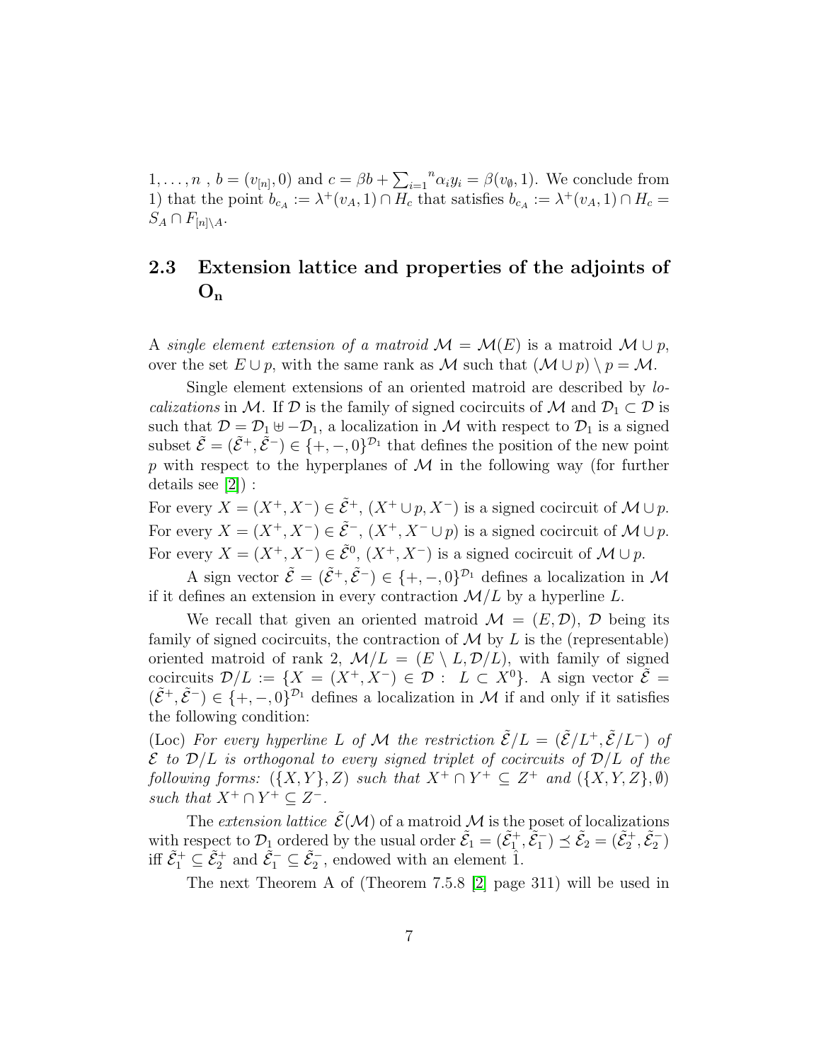$1, \ldots, n$ , $b = (v_{[n]}, 0)$ and $c = \beta b + \sum_{i=1}{}^{n} \alpha_i y_i = \beta(v_\emptyset, 1)$. We conclude from 1) that the point $b_{c_A} := \lambda^+(v_A, 1) \cap H_c$ that satisfies $b_{c_A} := \lambda^+(v_A, 1) \cap H_c = S_A \cap F_{[n]\setminus A}$.

## 2.3 Extension lattice and properties of the adjoints of $\mathbf{O_n}$

A *single element extension of a matroid* $\mathcal{M} = \mathcal{M}(E)$ is a matroid $\mathcal{M} \cup p$, over the set $E \cup p$, with the same rank as $\mathcal{M}$ such that $(\mathcal{M} \cup p) \setminus p = \mathcal{M}$.

Single element extensions of an oriented matroid are described by *localizations* in $\mathcal{M}$. If $\mathcal{D}$ is the family of signed cocircuits of $\mathcal{M}$ and $\mathcal{D}_1 \subset \mathcal{D}$ is such that $\mathcal{D} = \mathcal{D}_1 \uplus -\mathcal{D}_1$, a localization in $\mathcal{M}$ with respect to $\mathcal{D}_1$ is a signed subset $\tilde{\mathcal{E}} = (\tilde{\mathcal{E}}^+, \tilde{\mathcal{E}}^-) \in \{+,-,0\}^{\mathcal{D}_1}$ that defines the position of the new point $p$ with respect to the hyperplanes of $\mathcal{M}$ in the following way (for further details see [2]) :

For every $X = (X^+, X^-) \in \tilde{\mathcal{E}}^+$, $(X^+ \cup p, X^-)$ is a signed cocircuit of $\mathcal{M} \cup p$.
For every $X = (X^+, X^-) \in \tilde{\mathcal{E}}^-$, $(X^+, X^- \cup p)$ is a signed cocircuit of $\mathcal{M} \cup p$.
For every $X = (X^+, X^-) \in \tilde{\mathcal{E}}^0$, $(X^+, X^-)$ is a signed cocircuit of $\mathcal{M} \cup p$.

A sign vector $\tilde{\mathcal{E}} = (\tilde{\mathcal{E}}^+, \tilde{\mathcal{E}}^-) \in \{+,-,0\}^{\mathcal{D}_1}$ defines a localization in $\mathcal{M}$ if it defines an extension in every contraction $\mathcal{M}/L$ by a hyperline $L$.

We recall that given an oriented matroid $\mathcal{M} = (E, \mathcal{D})$, $\mathcal{D}$ being its family of signed cocircuits, the contraction of $\mathcal{M}$ by $L$ is the (representable) oriented matroid of rank 2, $\mathcal{M}/L = (E \setminus L, \mathcal{D}/L)$, with family of signed cocircuits $\mathcal{D}/L := \{X = (X^+, X^-) \in \mathcal{D} : \ L \subset X^0\}$. A sign vector $\tilde{\mathcal{E}} = (\tilde{\mathcal{E}}^+, \tilde{\mathcal{E}}^-) \in \{+,-,0\}^{\mathcal{D}_1}$ defines a localization in $\mathcal{M}$ if and only if it satisfies the following condition:

(Loc) *For every hyperline $L$ of $\mathcal{M}$ the restriction $\tilde{\mathcal{E}}/L = (\tilde{\mathcal{E}}/L^+, \tilde{\mathcal{E}}/L^-)$ of $\mathcal{E}$ to $\mathcal{D}/L$ is orthogonal to every signed triplet of cocircuits of $\mathcal{D}/L$ of the following forms: $(\{X, Y\}, Z)$ such that $X^+ \cap Y^+ \subseteq Z^+$ and $(\{X, Y, Z\}, \emptyset)$ such that $X^+ \cap Y^+ \subseteq Z^-$.*

The *extension lattice* $\tilde{\mathcal{E}}(\mathcal{M})$ of a matroid $\mathcal{M}$ is the poset of localizations with respect to $\mathcal{D}_1$ ordered by the usual order $\tilde{\mathcal{E}}_1 = (\tilde{\mathcal{E}}_1^+, \tilde{\mathcal{E}}_1^-) \preceq \tilde{\mathcal{E}}_2 = (\tilde{\mathcal{E}}_2^+, \tilde{\mathcal{E}}_2^-)$ iff $\tilde{\mathcal{E}}_1^+ \subseteq \tilde{\mathcal{E}}_2^+$ and $\tilde{\mathcal{E}}_1^- \subseteq \tilde{\mathcal{E}}_2^-$, endowed with an element $\hat{1}$.

The next Theorem A of (Theorem 7.5.8 [2] page 311) will be used in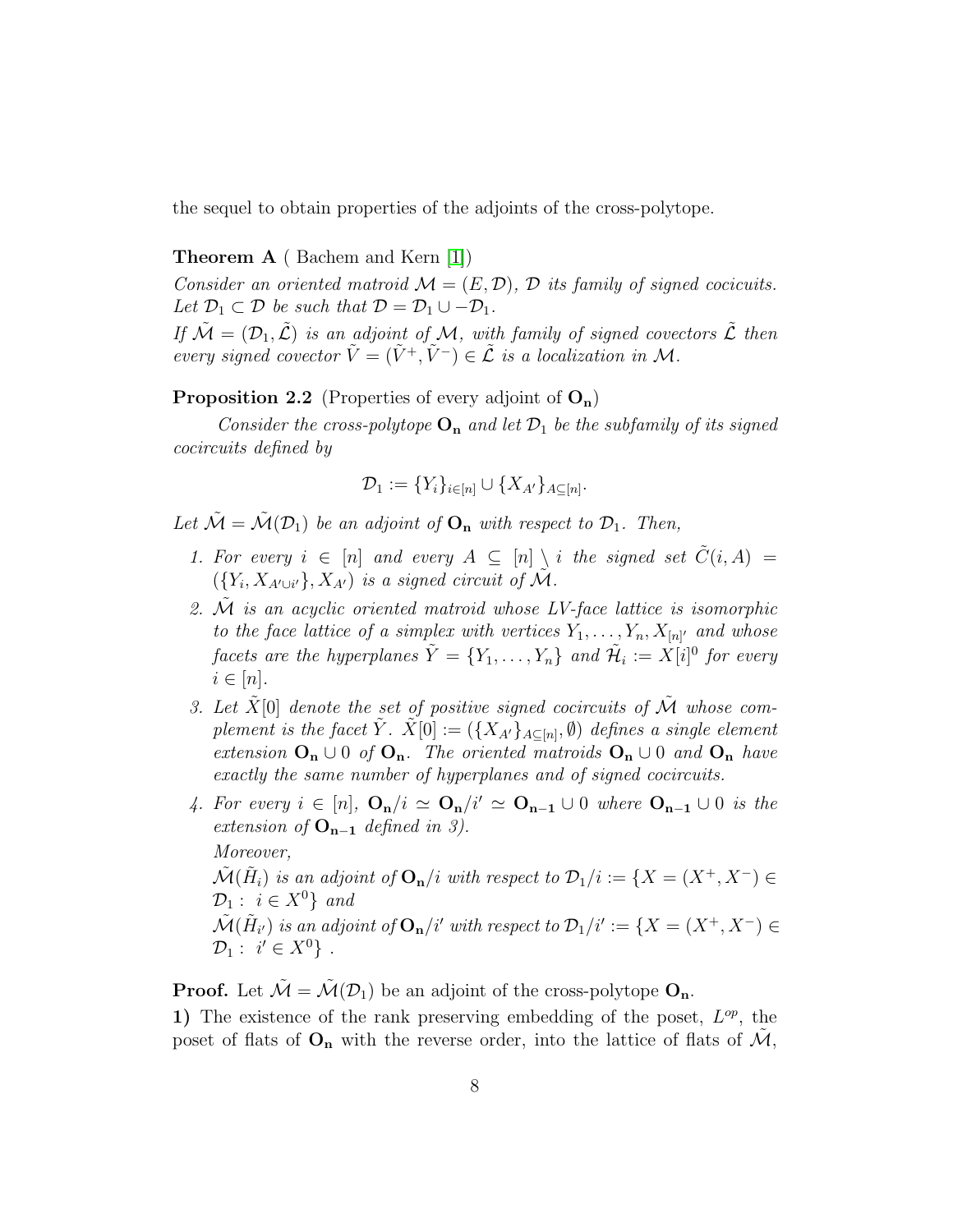the sequel to obtain properties of the adjoints of the cross-polytope.

**Theorem A** ( Bachem and Kern [1])

*Consider an oriented matroid $\mathcal{M} = (E, \mathcal{D})$, $\mathcal{D}$ its family of signed cocicuits. Let $\mathcal{D}_1 \subset \mathcal{D}$ be such that $\mathcal{D} = \mathcal{D}_1 \cup -\mathcal{D}_1$.*

*If $\tilde{\mathcal{M}} = (\mathcal{D}_1, \tilde{\mathcal{L}})$ is an adjoint of $\mathcal{M}$, with family of signed covectors $\tilde{\mathcal{L}}$ then every signed covector $\tilde{V} = (\tilde{V}^+, \tilde{V}^-) \in \tilde{\mathcal{L}}$ is a localization in $\mathcal{M}$.*

**Proposition 2.2** (Properties of every adjoint of $\mathbf{O_n}$)

*Consider the cross-polytope $\mathbf{O_n}$ and let $\mathcal{D}_1$ be the subfamily of its signed cocircuits defined by*

$$\mathcal{D}_1 := \{Y_i\}_{i \in [n]} \cup \{X_{A'}\}_{A \subseteq [n]}.$$

*Let $\tilde{\mathcal{M}} = \tilde{\mathcal{M}}(\mathcal{D}_1)$ be an adjoint of $\mathbf{O_n}$ with respect to $\mathcal{D}_1$. Then,*

1. *For every $i \in [n]$ and every $A \subseteq [n] \setminus i$ the signed set $\tilde{C}(i, A) = (\{Y_i, X_{A' \cup i'}\}, X_{A'})$ is a signed circuit of $\tilde{\mathcal{M}}$.*
2. *$\tilde{\mathcal{M}}$ is an acyclic oriented matroid whose LV-face lattice is isomorphic to the face lattice of a simplex with vertices $Y_1, \ldots, Y_n, X_{[n]'}$ and whose facets are the hyperplanes $\tilde{Y} = \{Y_1, \ldots, Y_n\}$ and $\tilde{\mathcal{H}}_i := X[i]^0$ for every $i \in [n]$.*
3. *Let $\tilde{X}[0]$ denote the set of positive signed cocircuits of $\tilde{\mathcal{M}}$ whose complement is the facet $\tilde{Y}$. $\tilde{X}[0] := (\{X_{A'}\}_{A \subseteq [n]}, \emptyset)$ defines a single element extension $\mathbf{O_n} \cup 0$ of $\mathbf{O_n}$. The oriented matroids $\mathbf{O_n} \cup 0$ and $\mathbf{O_n}$ have exactly the same number of hyperplanes and of signed cocircuits.*
4. *For every $i \in [n]$, $\mathbf{O_n}/i \simeq \mathbf{O_n}/i' \simeq \mathbf{O_{n-1}} \cup 0$ where $\mathbf{O_{n-1}} \cup 0$ is the extension of $\mathbf{O_{n-1}}$ defined in 3).*
   *Moreover,*
   *$\tilde{\mathcal{M}}(\tilde{H}_i)$ is an adjoint of $\mathbf{O_n}/i$ with respect to $\mathcal{D}_1/i := \{X = (X^+, X^-) \in \mathcal{D}_1 : \ i \in X^0\}$ and*
   *$\tilde{\mathcal{M}}(\tilde{H}_{i'})$ is an adjoint of $\mathbf{O_n}/i'$ with respect to $\mathcal{D}_1/i' := \{X = (X^+, X^-) \in \mathcal{D}_1 : \ i' \in X^0\}$ .*

**Proof.** Let $\tilde{\mathcal{M}} = \tilde{\mathcal{M}}(\mathcal{D}_1)$ be an adjoint of the cross-polytope $\mathbf{O_n}$.

**1)** The existence of the rank preserving embedding of the poset, $L^{op}$, the poset of flats of $\mathbf{O_n}$ with the reverse order, into the lattice of flats of $\tilde{\mathcal{M}}$,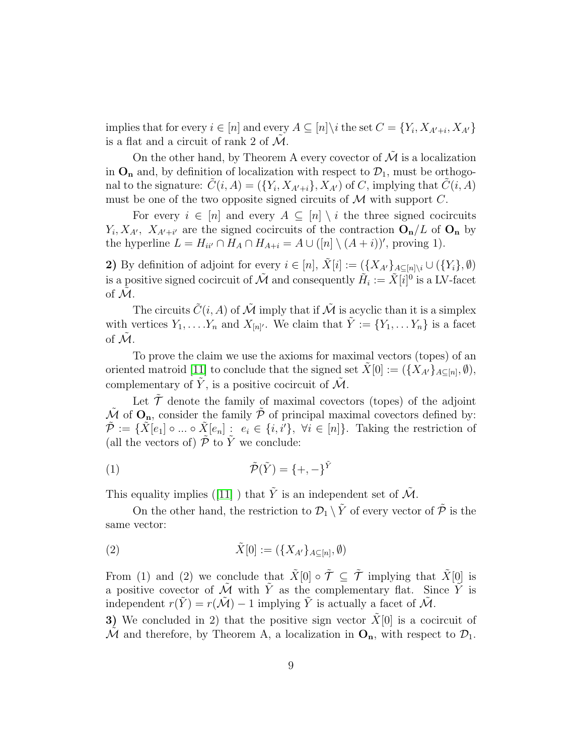implies that for every $i \in [n]$ and every $A \subseteq [n]\setminus i$ the set $C = \{Y_i, X_{A'+i}, X_{A'}\}$ is a flat and a circuit of rank 2 of $\tilde{\mathcal{M}}$.

On the other hand, by Theorem A every covector of $\tilde{\mathcal{M}}$ is a localization in $\mathbf{O_n}$ and, by definition of localization with respect to $\mathcal{D}_1$, must be orthogonal to the signature: $\tilde{C}(i, A) = (\{Y_i, X_{A'+i}\}, X_{A'})$ of $C$, implying that $\tilde{C}(i, A)$ must be one of the two opposite signed circuits of $\mathcal{M}$ with support $C$.

For every $i \in [n]$ and every $A \subseteq [n] \setminus i$ the three signed cocircuits $Y_i, X_{A'}$, $X_{A'+i'}$ are the signed cocircuits of the contraction $\mathbf{O_n}/L$ of $\mathbf{O_n}$ by the hyperline $L = H_{ii'} \cap H_A \cap H_{A+i} = A \cup ([n] \setminus (A + i))'$, proving 1).

**2)** By definition of adjoint for every $i \in [n]$, $\tilde{X}[i] := (\{X_{A'}\}_{A \subseteq [n]\setminus i} \cup (\{Y_i\}, \emptyset)$ is a positive signed cocircuit of $\tilde{\mathcal{M}}$ and consequently $\tilde{H}_i := \tilde{X}[i]^0$ is a LV-facet of $\tilde{\mathcal{M}}$.

The circuits $\tilde{C}(i, A)$ of $\tilde{\mathcal{M}}$ imply that if $\tilde{\mathcal{M}}$ is acyclic than it is a simplex with vertices $Y_1, \ldots Y_n$ and $X_{[n]'}$. We claim that $\tilde{Y} := \{Y_1, \ldots Y_n\}$ is a facet of $\tilde{\mathcal{M}}$.

To prove the claim we use the axioms for maximal vectors (topes) of an oriented matroid [11] to conclude that the signed set $\tilde{X}[0] := (\{X_{A'}\}_{A \subseteq [n]}, \emptyset)$, complementary of $\tilde{Y}$, is a positive cocircuit of $\tilde{\mathcal{M}}$.

Let $\tilde{\mathcal{T}}$ denote the family of maximal covectors (topes) of the adjoint $\tilde{\mathcal{M}}$ of $\mathbf{O_n}$, consider the family $\tilde{\mathcal{P}}$ of principal maximal covectors defined by: $\tilde{\mathcal{P}} := \{\tilde{X}[e_1] \circ \ldots \circ \tilde{X}[e_n] : \ e_i \in \{i, i'\}, \ \forall i \in [n]\}$. Taking the restriction of (all the vectors of) $\tilde{\mathcal{P}}$ to $\tilde{Y}$ we conclude:

$$\tilde{\mathcal{P}}(\tilde{Y}) = \{+, -\}^{\tilde{Y}} \tag{1}$$

This equality implies ([11] ) that $\tilde{Y}$ is an independent set of $\tilde{\mathcal{M}}$.

On the other hand, the restriction to $\mathcal{D}_1 \setminus \tilde{Y}$ of every vector of $\tilde{\mathcal{P}}$ is the same vector:

$$\tilde{X}[0] := (\{X_{A'}\}_{A \subseteq [n]}, \emptyset) \tag{2}$$

From (1) and (2) we conclude that $\tilde{X}[0] \circ \tilde{\mathcal{T}} \subseteq \tilde{\mathcal{T}}$ implying that $\tilde{X}[0]$ is a positive covector of $\tilde{\mathcal{M}}$ with $\tilde{Y}$ as the complementary flat. Since $\tilde{Y}$ is independent $r(\tilde{Y}) = r(\tilde{\mathcal{M}}) - 1$ implying $\tilde{Y}$ is actually a facet of $\tilde{\mathcal{M}}$.

**3)** We concluded in 2) that the positive sign vector $\tilde{X}[0]$ is a cocircuit of $\tilde{\mathcal{M}}$ and therefore, by Theorem A, a localization in $\mathbf{O_n}$, with respect to $\mathcal{D}_1$.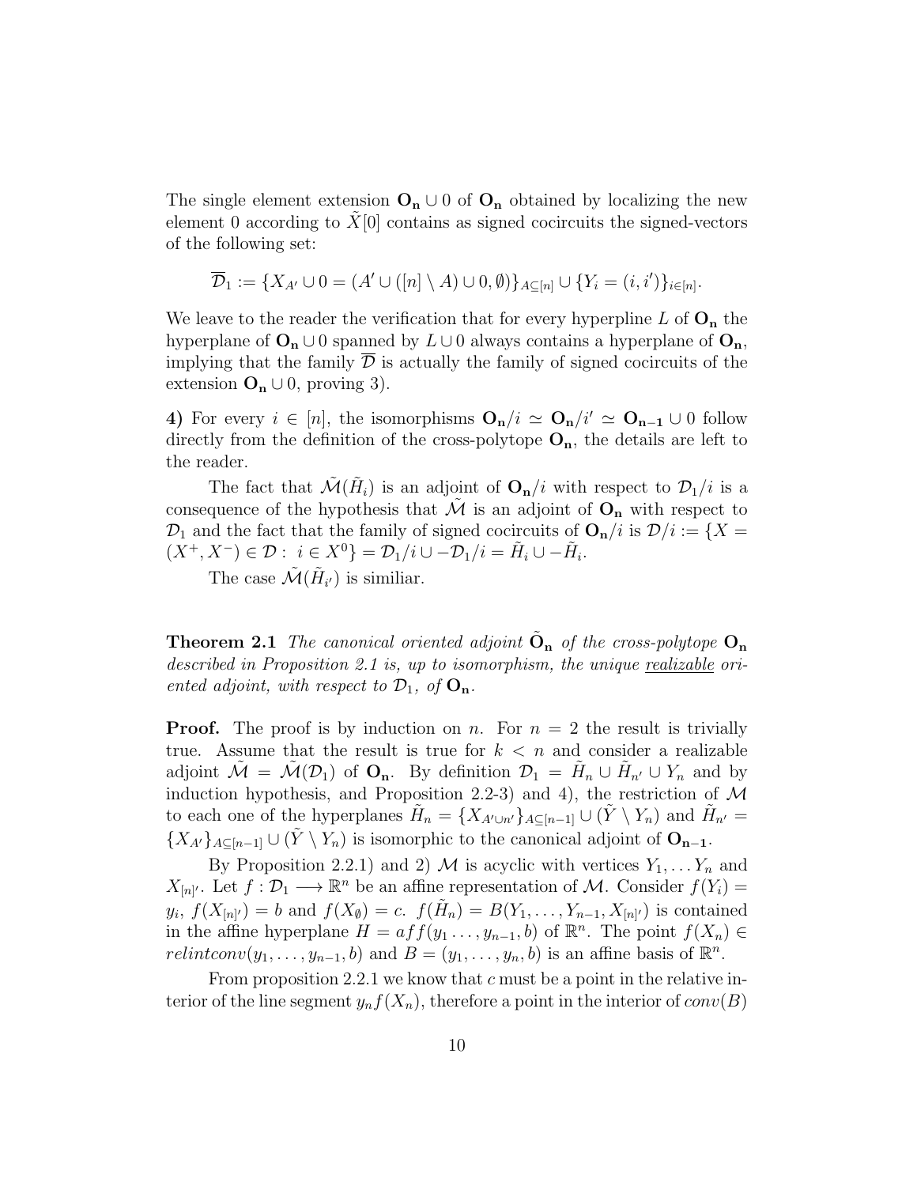The single element extension $\mathbf{O_n} \cup 0$ of $\mathbf{O_n}$ obtained by localizing the new element 0 according to $\tilde{X}[0]$ contains as signed cocircuits the signed-vectors of the following set:

$$\overline{\mathcal{D}}_1 := \{X_{A'} \cup 0 = (A' \cup ([n] \setminus A) \cup 0, \emptyset)\}_{A \subseteq [n]} \cup \{Y_i = (i, i')\}_{i \in [n]}.$$

We leave to the reader the verification that for every hyperpline $L$ of $\mathbf{O_n}$ the hyperplane of $\mathbf{O_n} \cup 0$ spanned by $L \cup 0$ always contains a hyperplane of $\mathbf{O_n}$, implying that the family $\overline{\mathcal{D}}$ is actually the family of signed cocircuits of the extension $\mathbf{O_n} \cup 0$, proving 3).

**4)** For every $i \in [n]$, the isomorphisms $\mathbf{O_n}/i \simeq \mathbf{O_n}/i' \simeq \mathbf{O_{n-1}} \cup 0$ follow directly from the definition of the cross-polytope $\mathbf{O_n}$, the details are left to the reader.

The fact that $\tilde{\mathcal{M}}(\tilde{H}_i)$ is an adjoint of $\mathbf{O_n}/i$ with respect to $\mathcal{D}_1/i$ is a consequence of the hypothesis that $\tilde{\mathcal{M}}$ is an adjoint of $\mathbf{O_n}$ with respect to $\mathcal{D}_1$ and the fact that the family of signed cocircuits of $\mathbf{O_n}/i$ is $\mathcal{D}/i := \{X = (X^+, X^-) \in \mathcal{D} : \ i \in X^0\} = \mathcal{D}_1/i \cup -\mathcal{D}_1/i = \tilde{H}_i \cup -\tilde{H}_i$.

The case $\tilde{\mathcal{M}}(\tilde{H}_{i'})$ is similiar.

**Theorem 2.1** *The canonical oriented adjoint $\tilde{\mathbf{O}}_\mathbf{n}$ of the cross-polytope $\mathbf{O_n}$ described in Proposition 2.1 is, up to isomorphism, the unique realizable oriented adjoint, with respect to $\mathcal{D}_1$, of $\mathbf{O_n}$.*

**Proof.** The proof is by induction on $n$. For $n = 2$ the result is trivially true. Assume that the result is true for $k < n$ and consider a realizable adjoint $\tilde{\mathcal{M}} = \tilde{\mathcal{M}}(\mathcal{D}_1)$ of $\mathbf{O_n}$. By definition $\mathcal{D}_1 = \tilde{H}_n \cup \tilde{H}_{n'} \cup Y_n$ and by induction hypothesis, and Proposition 2.2-3) and 4), the restriction of $\mathcal{M}$ to each one of the hyperplanes $\tilde{H}_n = \{X_{A' \cup n'}\}_{A \subseteq [n-1]} \cup (\tilde{Y} \setminus Y_n)$ and $\tilde{H}_{n'} = \{X_{A'}\}_{A \subseteq [n-1]} \cup (\tilde{Y} \setminus Y_n)$ is isomorphic to the canonical adjoint of $\mathbf{O_{n-1}}$.

By Proposition 2.2.1) and 2) $\mathcal{M}$ is acyclic with vertices $Y_1, \ldots Y_n$ and $X_{[n]'}$. Let $f : \mathcal{D}_1 \longrightarrow \mathbb{R}^n$ be an affine representation of $\mathcal{M}$. Consider $f(Y_i) = y_i$, $f(X_{[n]'}) = b$ and $f(X_\emptyset) = c$. $f(\tilde{H}_n) = B(Y_1, \ldots, Y_{n-1}, X_{[n]'})$ is contained in the affine hyperplane $H = aff(y_1 \ldots, y_{n-1}, b)$ of $\mathbb{R}^n$. The point $f(X_n) \in relintconv(y_1, \ldots, y_{n-1}, b)$ and $B = (y_1, \ldots, y_n, b)$ is an affine basis of $\mathbb{R}^n$.

From proposition 2.2.1 we know that $c$ must be a point in the relative interior of the line segment $y_n f(X_n)$, therefore a point in the interior of $conv(B)$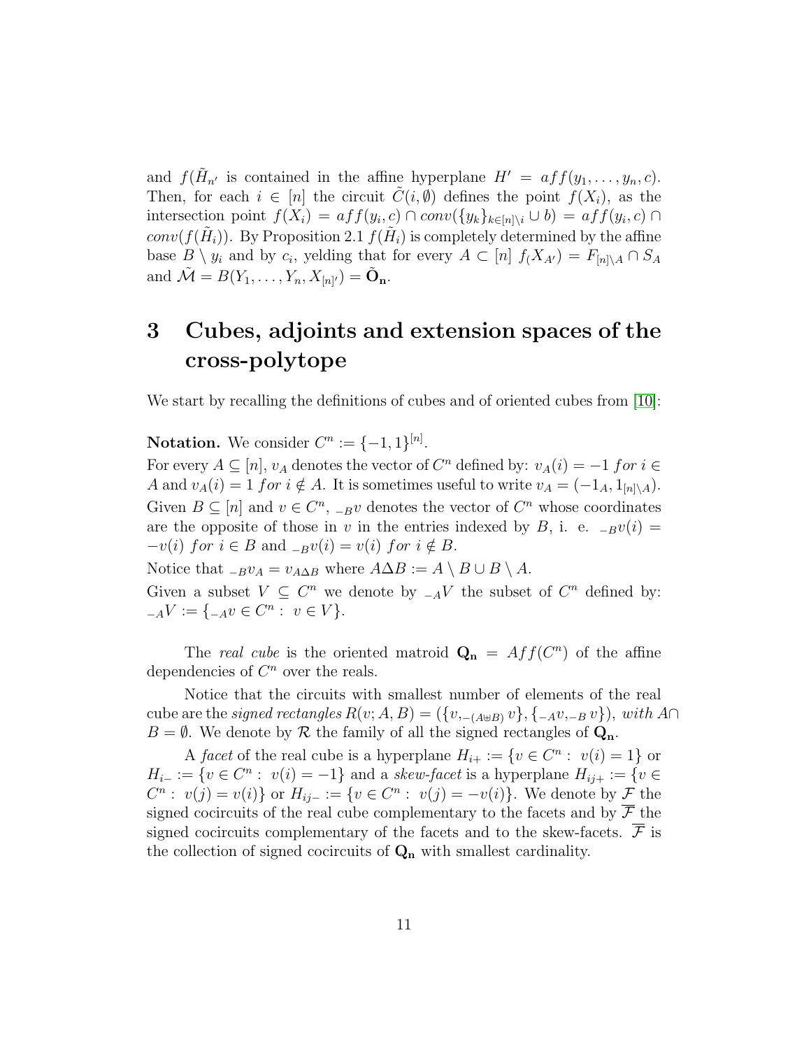and $f(\tilde{H}_{n'}$ is contained in the affine hyperplane $H' = aff(y_1, \ldots, y_n, c)$. Then, for each $i \in [n]$ the circuit $\tilde{C}(i, \emptyset)$ defines the point $f(X_i)$, as the intersection point $f(X_i) = aff(y_i, c) \cap conv(\{y_k\}_{k \in [n] \setminus i} \cup b) = aff(y_i, c) \cap conv(f(\tilde{H}_i))$. By Proposition 2.1 $f(\tilde{H}_i)$ is completely determined by the affine base $B \setminus y_i$ and by $c_i$, yelding that for every $A \subset [n]$ $f_(X_{A'}) = F_{[n] \setminus A} \cap S_A$ and $\tilde{\mathcal{M}} = B(Y_1, \ldots, Y_n, X_{[n]'}) = \tilde{\mathbf{O}}_{\mathbf{n}}$.

# 3 Cubes, adjoints and extension spaces of the cross-polytope

We start by recalling the definitions of cubes and of oriented cubes from [10]:

**Notation.** We consider $C^n := \{-1, 1\}^{[n]}$.

For every $A \subseteq [n]$, $v_A$ denotes the vector of $C^n$ defined by: $v_A(i) = -1$ *for* $i \in A$ and $v_A(i) = 1$ *for* $i \notin A$. It is sometimes useful to write $v_A = (-1_A, 1_{[n] \setminus A})$.

Given $B \subseteq [n]$ and $v \in C^n$, ${}_{-B}v$ denotes the vector of $C^n$ whose coordinates are the opposite of those in $v$ in the entries indexed by $B$, i. e. ${}_{-B}v(i) = -v(i)$ *for* $i \in B$ and ${}_{-B}v(i) = v(i)$ *for* $i \notin B$.

Notice that ${}_{-B}v_A = v_{A \Delta B}$ where $A \Delta B := A \setminus B \cup B \setminus A$.

Given a subset $V \subseteq C^n$ we denote by ${}_{-A}V$ the subset of $C^n$ defined by: ${}_{-A}V := \{{}_{-A}v \in C^n : \ v \in V\}$.

The *real cube* is the oriented matroid $\mathbf{Q_n} = Aff(C^n)$ of the affine dependencies of $C^n$ over the reals.

Notice that the circuits with smallest number of elements of the real cube are the *signed rectangles* $R(v; A, B) = (\{v, {}_{-(A \uplus B)}v\}, \{{}_{-A}v, {}_{-B}v\})$, *with* $A \cap B = \emptyset$. We denote by $\mathcal{R}$ the family of all the signed rectangles of $\mathbf{Q_n}$.

A *facet* of the real cube is a hyperplane $H_{i+} := \{v \in C^n : \ v(i) = 1\}$ or $H_{i-} := \{v \in C^n : \ v(i) = -1\}$ and a *skew-facet* is a hyperplane $H_{ij+} := \{v \in C^n : \ v(j) = v(i)\}$ or $H_{ij-} := \{v \in C^n : \ v(j) = -v(i)\}$. We denote by $\mathcal{F}$ the signed cocircuits of the real cube complementary to the facets and by $\overline{\mathcal{F}}$ the signed cocircuits complementary of the facets and to the skew-facets. $\overline{\mathcal{F}}$ is the collection of signed cocircuits of $\mathbf{Q_n}$ with smallest cardinality.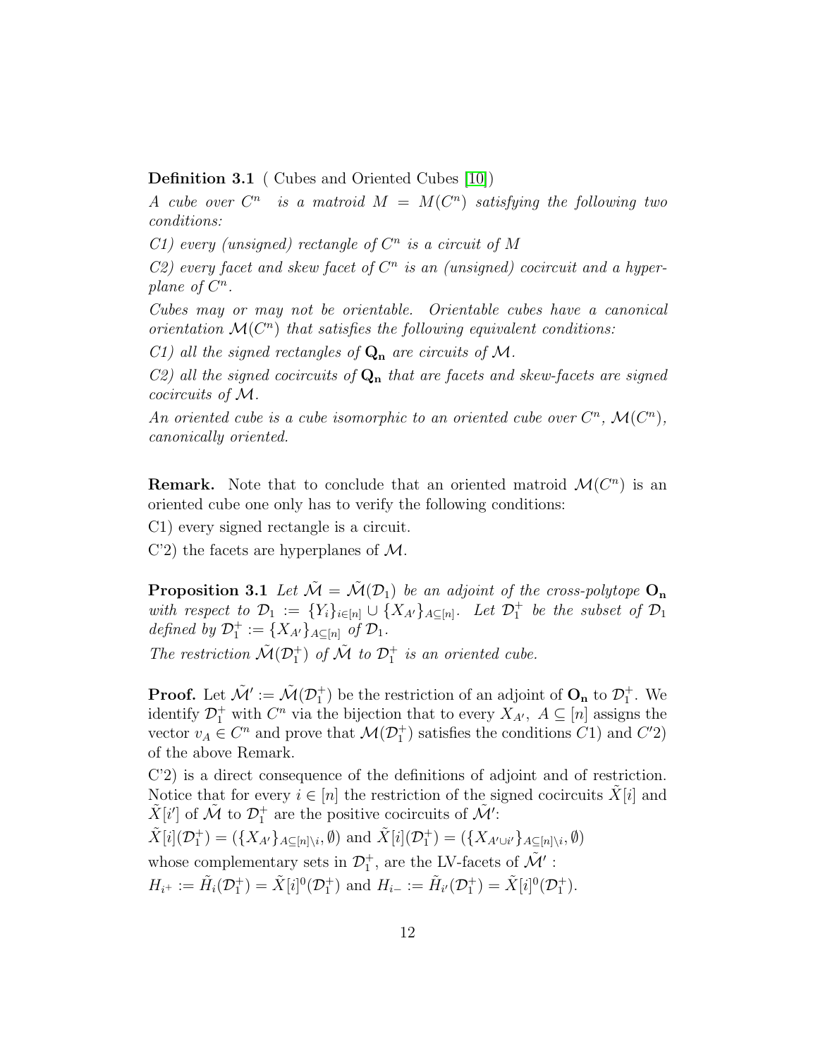**Definition 3.1** ( Cubes and Oriented Cubes [10])

*A cube over $C^n$ is a matroid $M = M(C^n)$ satisfying the following two conditions:*

*C1) every (unsigned) rectangle of $C^n$ is a circuit of $M$*

*C2) every facet and skew facet of $C^n$ is an (unsigned) cocircuit and a hyperplane of $C^n$.*

*Cubes may or may not be orientable. Orientable cubes have a canonical orientation $\mathcal{M}(C^n)$ that satisfies the following equivalent conditions:*

*C1) all the signed rectangles of $\mathbf{Q_n}$ are circuits of $\mathcal{M}$.*

*C2) all the signed cocircuits of $\mathbf{Q_n}$ that are facets and skew-facets are signed cocircuits of $\mathcal{M}$.*

*An oriented cube is a cube isomorphic to an oriented cube over $C^n$, $\mathcal{M}(C^n)$, canonically oriented.*

**Remark.** Note that to conclude that an oriented matroid $\mathcal{M}(C^n)$ is an oriented cube one only has to verify the following conditions:

C1) every signed rectangle is a circuit.

C'2) the facets are hyperplanes of $\mathcal{M}$.

**Proposition 3.1** *Let $\tilde{\mathcal{M}} = \tilde{\mathcal{M}}(\mathcal{D}_1)$ be an adjoint of the cross-polytope $\mathbf{O_n}$ with respect to $\mathcal{D}_1 := \{Y_i\}_{i\in[n]} \cup \{X_{A'}\}_{A\subseteq[n]}$. Let $\mathcal{D}_1^+$ be the subset of $\mathcal{D}_1$ defined by $\mathcal{D}_1^+ := \{X_{A'}\}_{A\subseteq[n]}$ of $\mathcal{D}_1$.*

*The restriction $\tilde{\mathcal{M}}(\mathcal{D}_1^+)$ of $\tilde{\mathcal{M}}$ to $\mathcal{D}_1^+$ is an oriented cube.*

**Proof.** Let $\tilde{\mathcal{M}'} := \tilde{\mathcal{M}}(\mathcal{D}_1^+)$ be the restriction of an adjoint of $\mathbf{O_n}$ to $\mathcal{D}_1^+$. We identify $\mathcal{D}_1^+$ with $C^n$ via the bijection that to every $X_{A'}$, $A \subseteq [n]$ assigns the vector $v_A \in C^n$ and prove that $\mathcal{M}(\mathcal{D}_1^+)$ satisfies the conditions $C1)$ and $C'2)$ of the above Remark.

C'2) is a direct consequence of the definitions of adjoint and of restriction. Notice that for every $i \in [n]$ the restriction of the signed cocircuits $\tilde{X}[i]$ and $\tilde{X}[i']$ of $\tilde{\mathcal{M}}$ to $\mathcal{D}_1^+$ are the positive cocircuits of $\tilde{\mathcal{M}'}$:

$\tilde{X}[i](\mathcal{D}_1^+) = (\{X_{A'}\}_{A\subseteq[n]\setminus i}, \emptyset)$ and $\tilde{X}[i](\mathcal{D}_1^+) = (\{X_{A'\cup i'}\}_{A\subseteq[n]\setminus i}, \emptyset)$

whose complementary sets in $\mathcal{D}_1^+$, are the LV-facets of $\tilde{\mathcal{M}'}$ :

$H_{i^+} := \tilde{H}_i(\mathcal{D}_1^+) = \tilde{X}[i]^0(\mathcal{D}_1^+)$ and $H_{i^-} := \tilde{H}_{i'}(\mathcal{D}_1^+) = \tilde{X}[i]^0(\mathcal{D}_1^+)$.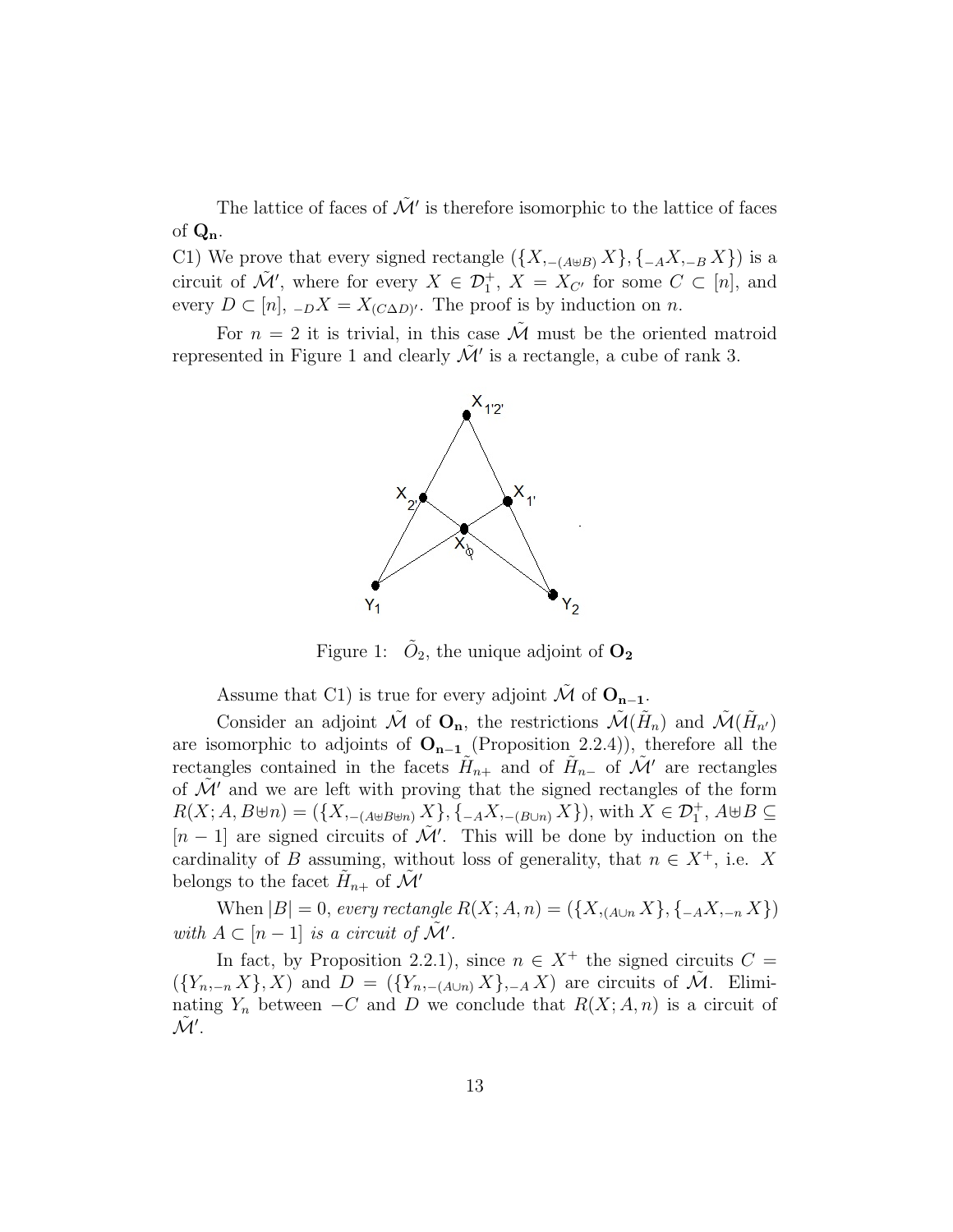The lattice of faces of $\tilde{\mathcal{M}}'$ is therefore isomorphic to the lattice of faces of $\mathbf{Q_n}$.

C1) We prove that every signed rectangle $(\{X,_{-(A\uplus B)} X\}, \{_{-A}X,_{-B} X\})$ is a circuit of $\tilde{\mathcal{M}}'$, where for every $X \in \mathcal{D}_1^+$, $X = X_{C'}$ for some $C \subset [n]$, and every $D \subset [n]$, $_{-D}X = X_{(C\Delta D)'}$. The proof is by induction on $n$.

For $n = 2$ it is trivial, in this case $\tilde{\mathcal{M}}$ must be the oriented matroid represented in Figure 1 and clearly $\tilde{\mathcal{M}}'$ is a rectangle, a cube of rank 3.

X1'2'

X2'

X1'

Xφ

Y1

Y2

Figure 1: $\tilde{O}_2$, the unique adjoint of $\mathbf{O_2}$

Assume that C1) is true for every adjoint $\tilde{\mathcal{M}}$ of $\mathbf{O_{n-1}}$.

Consider an adjoint $\tilde{\mathcal{M}}$ of $\mathbf{O_n}$, the restrictions $\tilde{\mathcal{M}}(\tilde{H}_n)$ and $\tilde{\mathcal{M}}(\tilde{H}_{n'})$ are isomorphic to adjoints of $\mathbf{O_{n-1}}$ (Proposition 2.2.4)), therefore all the rectangles contained in the facets $\tilde{H}_{n+}$ and of $\tilde{H}_{n-}$ of $\tilde{\mathcal{M}}'$ are rectangles of $\tilde{\mathcal{M}}'$ and we are left with proving that the signed rectangles of the form $R(X; A, B \uplus n) = (\{X,_{-(A\uplus B\uplus n)} X\}, \{_{-A}X,_{-(B\cup n)} X\})$, with $X \in \mathcal{D}_1^+$, $A \uplus B \subseteq [n-1]$ are signed circuits of $\tilde{\mathcal{M}}'$. This will be done by induction on the cardinality of $B$ assuming, without loss of generality, that $n \in X^+$, i.e. $X$ belongs to the facet $\tilde{H}_{n+}$ of $\tilde{\mathcal{M}}'$

When $|B| = 0$, *every rectangle* $R(X; A, n) = (\{X,_{(A\cup n} X\}, \{_{-A}X,_{-n} X\})$ *with* $A \subset [n-1]$ *is a circuit of* $\tilde{\mathcal{M}}'$.

In fact, by Proposition 2.2.1), since $n \in X^+$ the signed circuits $C = (\{Y_n,_{-n} X\}, X)$ and $D = (\{Y_n,_{-(A\cup n)} X\},_{-A} X)$ are circuits of $\tilde{\mathcal{M}}$. Eliminating $Y_n$ between $-C$ and $D$ we conclude that $R(X; A, n)$ is a circuit of $\tilde{\mathcal{M}}'$.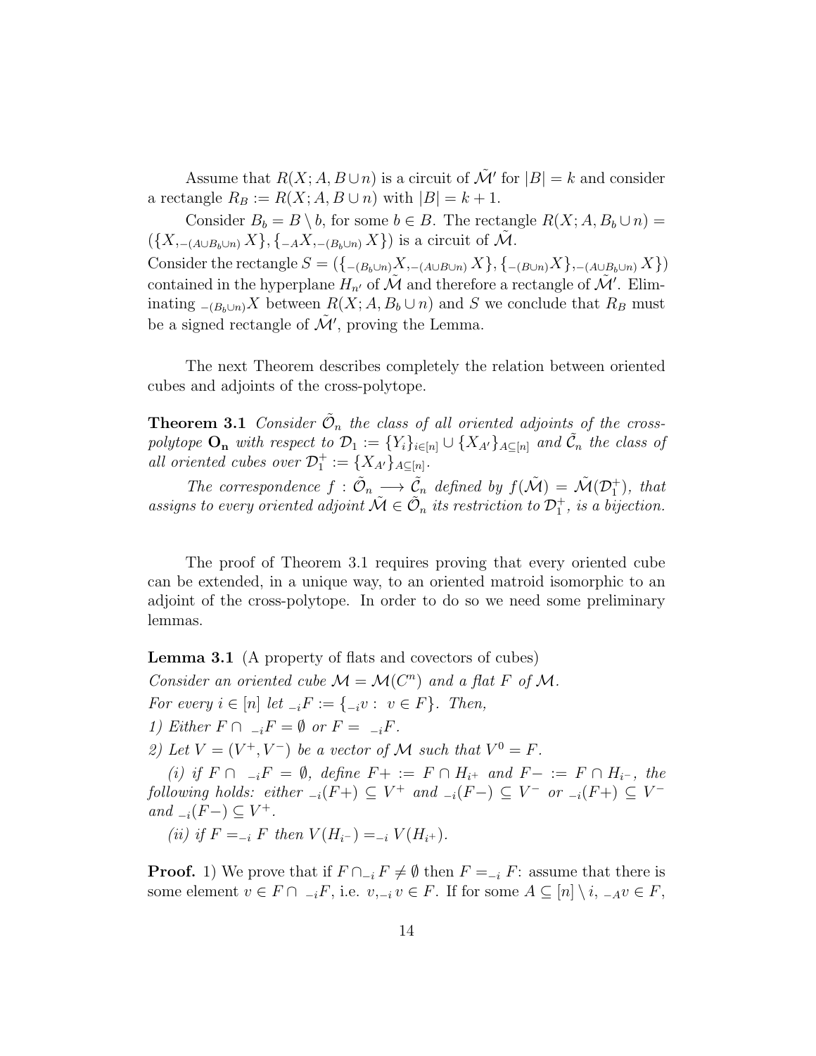Assume that $R(X; A, B \cup n)$ is a circuit of $\tilde{\mathcal{M}}'$ for $|B| = k$ and consider a rectangle $R_B := R(X; A, B \cup n)$ with $|B| = k + 1$.

Consider $B_b = B \setminus b$, for some $b \in B$. The rectangle $R(X; A, B_b \cup n) = (\{X, {}_{-(A \cup B_b \cup n)} X\}, \{{}_{-A}X, {}_{-(B_b \cup n)} X\})$ is a circuit of $\tilde{\mathcal{M}}$.
Consider the rectangle $S = (\{{}_{-(B_b \cup n)}X, {}_{-(A \cup B \cup n)} X\}, \{{}_{-(B \cup n)}X\}, {}_{-(A \cup B_b \cup n)} X\})$ contained in the hyperplane $H_{n'}$ of $\tilde{\mathcal{M}}$ and therefore a rectangle of $\tilde{\mathcal{M}}'$. Eliminating ${}_{-(B_b \cup n)}X$ between $R(X; A, B_b \cup n)$ and $S$ we conclude that $R_B$ must be a signed rectangle of $\tilde{\mathcal{M}}'$, proving the Lemma.

The next Theorem describes completely the relation between oriented cubes and adjoints of the cross-polytope.

**Theorem 3.1** *Consider $\tilde{\mathcal{O}}_n$ the class of all oriented adjoints of the cross-polytope $\mathbf{O_n}$ with respect to $\mathcal{D}_1 := \{Y_i\}_{i \in [n]} \cup \{X_{A'}\}_{A \subseteq [n]}$ and $\tilde{\mathcal{C}}_n$ the class of all oriented cubes over $\mathcal{D}_1^+ := \{X_{A'}\}_{A \subseteq [n]}$.*

*The correspondence $f : \tilde{\mathcal{O}}_n \longrightarrow \tilde{\mathcal{C}}_n$ defined by $f(\tilde{\mathcal{M}}) = \tilde{\mathcal{M}}(\mathcal{D}_1^+)$, that assigns to every oriented adjoint $\tilde{\mathcal{M}} \in \tilde{\mathcal{O}}_n$ its restriction to $\mathcal{D}_1^+$, is a bijection.*

The proof of Theorem 3.1 requires proving that every oriented cube can be extended, in a unique way, to an oriented matroid isomorphic to an adjoint of the cross-polytope. In order to do so we need some preliminary lemmas.

**Lemma 3.1** (A property of flats and covectors of cubes)
*Consider an oriented cube $\mathcal{M} = \mathcal{M}(C^n)$ and a flat $F$ of $\mathcal{M}$.*
*For every $i \in [n]$ let ${}_{-i}F := \{{}_{-i}v : \ v \in F\}$. Then,*
*1) Either $F \cap \ {}_{-i}F = \emptyset$ or $F = \ {}_{-i}F$.*
*2) Let $V = (V^+, V^-)$ be a vector of $\mathcal{M}$ such that $V^0 = F$.*

*(i) if $F \cap \ {}_{-i}F = \emptyset$, define $F+ := F \cap H_{i^+}$ and $F- := F \cap H_{i^-}$, the following holds: either ${}_{-i}(F+) \subseteq V^+$ and ${}_{-i}(F-) \subseteq V^-$ or ${}_{-i}(F+) \subseteq V^-$ and ${}_{-i}(F-) \subseteq V^+$.*

*(ii) if $F =_{-i} F$ then $V(H_{i^-}) =_{-i} V(H_{i^+})$.*

**Proof.** 1) We prove that if $F \cap_{-i} F \neq \emptyset$ then $F =_{-i} F$: assume that there is some element $v \in F \cap \ {}_{-i}F$, i.e. $v, {}_{-i}v \in F$. If for some $A \subseteq [n] \setminus i$, ${}_{-A}v \in F$,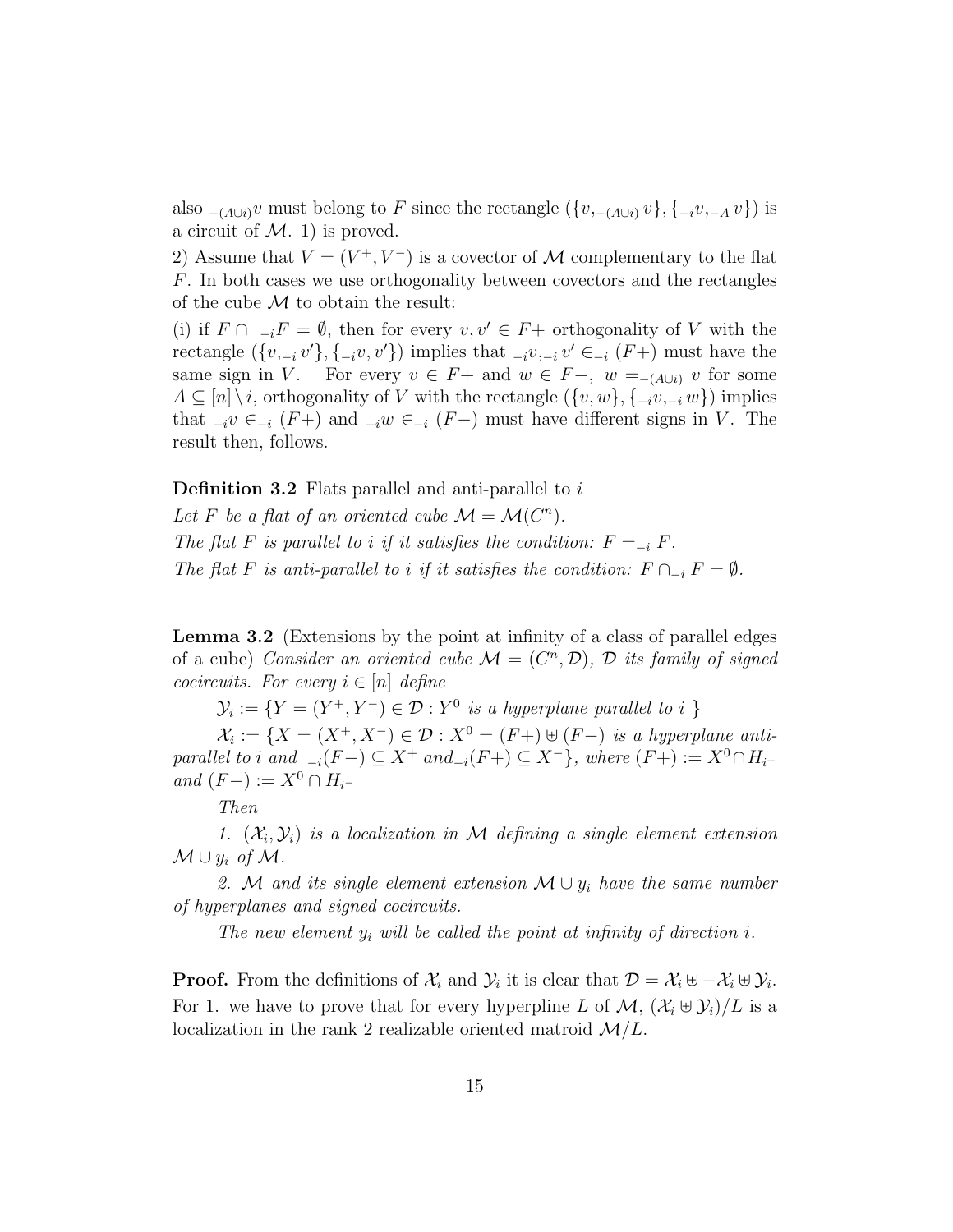also ${}_{-(A\cup i)}v$ must belong to $F$ since the rectangle $(\{v, {}_{-(A\cup i)}v\}, \{{}_{-i}v, {}_{-A}v\})$ is a circuit of $\mathcal{M}$. 1) is proved.

2) Assume that $V = (V^+, V^-)$ is a covector of $\mathcal{M}$ complementary to the flat $F$. In both cases we use orthogonality between covectors and the rectangles of the cube $\mathcal{M}$ to obtain the result:

(i) if $F \cap {}_{-i}F = \emptyset$, then for every $v, v' \in F+$ orthogonality of $V$ with the rectangle $(\{v, {}_{-i}v'\}, \{{}_{-i}v, v'\})$ implies that ${}_{-i}v, {}_{-i}v' \in_{-i} (F+)$ must have the same sign in $V$. For every $v \in F+$ and $w \in F-$, $w =_{-(A\cup i)} v$ for some $A \subseteq [n] \setminus i$, orthogonality of $V$ with the rectangle $(\{v, w\}, \{{}_{-i}v, {}_{-i}w\})$ implies that ${}_{-i}v \in_{-i} (F+)$ and ${}_{-i}w \in_{-i} (F-)$ must have different signs in $V$. The result then, follows.

**Definition 3.2** Flats parallel and anti-parallel to $i$

*Let $F$ be a flat of an oriented cube $\mathcal{M} = \mathcal{M}(C^n)$.*

*The flat $F$ is parallel to $i$ if it satisfies the condition: $F =_{-i} F$.*

*The flat $F$ is anti-parallel to $i$ if it satisfies the condition: $F \cap_{-i} F = \emptyset$.*

**Lemma 3.2** (Extensions by the point at infinity of a class of parallel edges of a cube) *Consider an oriented cube $\mathcal{M} = (C^n, \mathcal{D})$, $\mathcal{D}$ its family of signed cocircuits. For every $i \in [n]$ define*

$\mathcal{Y}_i := \{Y = (Y^+, Y^-) \in \mathcal{D} : Y^0$ *is a hyperplane parallel to* $i$ $\}$

$\mathcal{X}_i := \{X = (X^+, X^-) \in \mathcal{D} : X^0 = (F+) \uplus (F-)$ *is a hyperplane anti-parallel to* $i$ *and* ${}_{-i}(F-) \subseteq X^+$ *and* ${}_{-i}(F+) \subseteq X^-\}$, *where* $(F+) := X^0 \cap H_{i^+}$ *and* $(F-) := X^0 \cap H_{i^-}$

*Then*

*1. $(\mathcal{X}_i, \mathcal{Y}_i)$ is a localization in $\mathcal{M}$ defining a single element extension $\mathcal{M} \cup y_i$ of $\mathcal{M}$.*

*2. $\mathcal{M}$ and its single element extension $\mathcal{M} \cup y_i$ have the same number of hyperplanes and signed cocircuits.*

*The new element $y_i$ will be called the point at infinity of direction $i$.*

**Proof.** From the definitions of $\mathcal{X}_i$ and $\mathcal{Y}_i$ it is clear that $\mathcal{D} = \mathcal{X}_i \uplus -\mathcal{X}_i \uplus \mathcal{Y}_i$. For 1. we have to prove that for every hyperpline $L$ of $\mathcal{M}$, $(\mathcal{X}_i \uplus \mathcal{Y}_i)/L$ is a localization in the rank 2 realizable oriented matroid $\mathcal{M}/L$.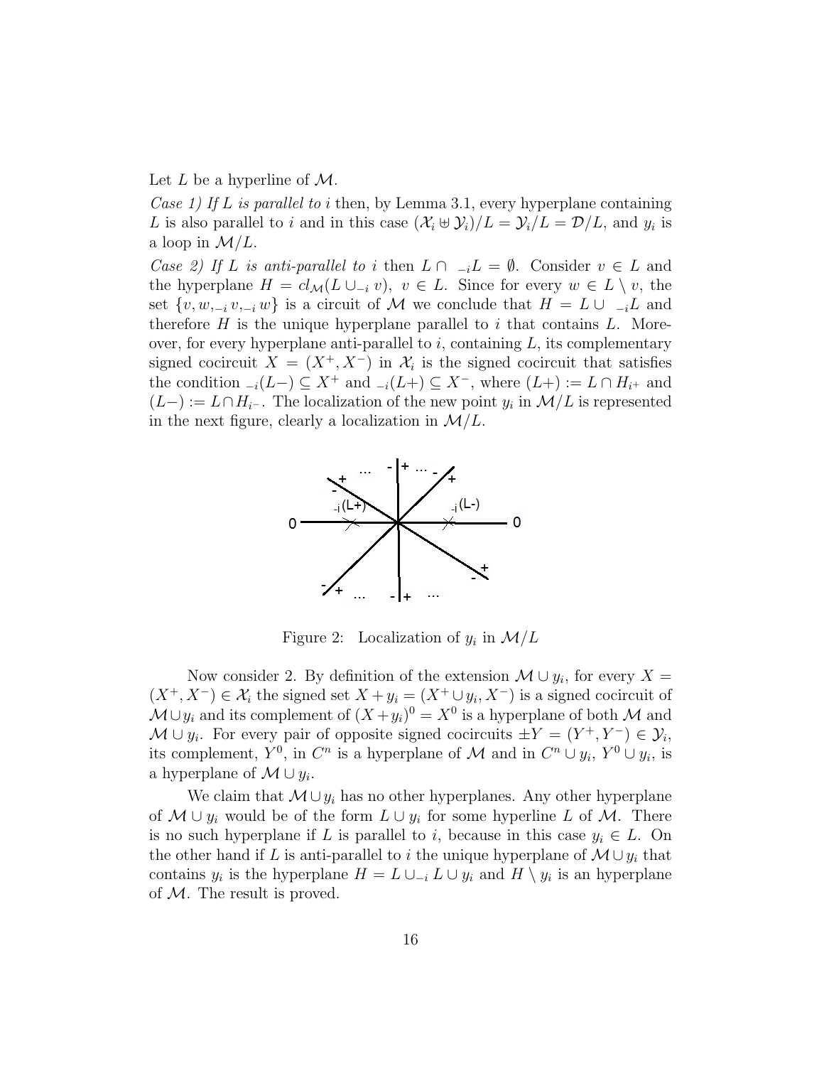Let $L$ be a hyperline of $\mathcal{M}$.

*Case 1) If $L$ is parallel to $i$* then, by Lemma 3.1, every hyperplane containing $L$ is also parallel to $i$ and in this case $(\mathcal{X}_i \uplus \mathcal{Y}_i)/L = \mathcal{Y}_i/L = \mathcal{D}/L$, and $y_i$ is a loop in $\mathcal{M}/L$.

*Case 2) If $L$ is anti-parallel to $i$* then $L \cap \ _{-i}L = \emptyset$. Consider $v \in L$ and the hyperplane $H = cl_{\mathcal{M}}(L \cup_{-i} v),\ v \in L$. Since for every $w \in L \setminus v$, the set $\{v, w,_{-i} v,_{-i} w\}$ is a circuit of $\mathcal{M}$ we conclude that $H = L \cup \ _{-i}L$ and therefore $H$ is the unique hyperplane parallel to $i$ that contains $L$. Moreover, for every hyperplane anti-parallel to $i$, containing $L$, its complementary signed cocircuit $X = (X^+, X^-)$ in $\mathcal{X}_i$ is the signed cocircuit that satisfies the condition $_{-i}(L-) \subseteq X^+$ and $_{-i}(L+) \subseteq X^-$, where $(L+) := L \cap H_{i^+}$ and $(L-) := L \cap H_{i^-}$. The localization of the new point $y_i$ in $\mathcal{M}/L$ is represented in the next figure, clearly a localization in $\mathcal{M}/L$.

0
0
$_{-i}$(L+)
$_{-i}$(L-)
+
-
...
-
+
...
-
+
+
-
-
+
...
-
+
...

Figure 2: Localization of $y_i$ in $\mathcal{M}/L$

Now consider 2. By definition of the extension $\mathcal{M} \cup y_i$, for every $X = (X^+, X^-) \in \mathcal{X}_i$ the signed set $X + y_i = (X^+ \cup y_i, X^-)$ is a signed cocircuit of $\mathcal{M} \cup y_i$ and its complement of $(X + y_i)^0 = X^0$ is a hyperplane of both $\mathcal{M}$ and $\mathcal{M} \cup y_i$. For every pair of opposite signed cocircuits $\pm Y = (Y^+, Y^-) \in \mathcal{Y}_i$, its complement, $Y^0$, in $C^n$ is a hyperplane of $\mathcal{M}$ and in $C^n \cup y_i$, $Y^0 \cup y_i$, is a hyperplane of $\mathcal{M} \cup y_i$.

We claim that $\mathcal{M} \cup y_i$ has no other hyperplanes. Any other hyperplane of $\mathcal{M} \cup y_i$ would be of the form $L \cup y_i$ for some hyperline $L$ of $\mathcal{M}$. There is no such hyperplane if $L$ is parallel to $i$, because in this case $y_i \in L$. On the other hand if $L$ is anti-parallel to $i$ the unique hyperplane of $\mathcal{M} \cup y_i$ that contains $y_i$ is the hyperplane $H = L \cup_{-i} L \cup y_i$ and $H \setminus y_i$ is an hyperplane of $\mathcal{M}$. The result is proved.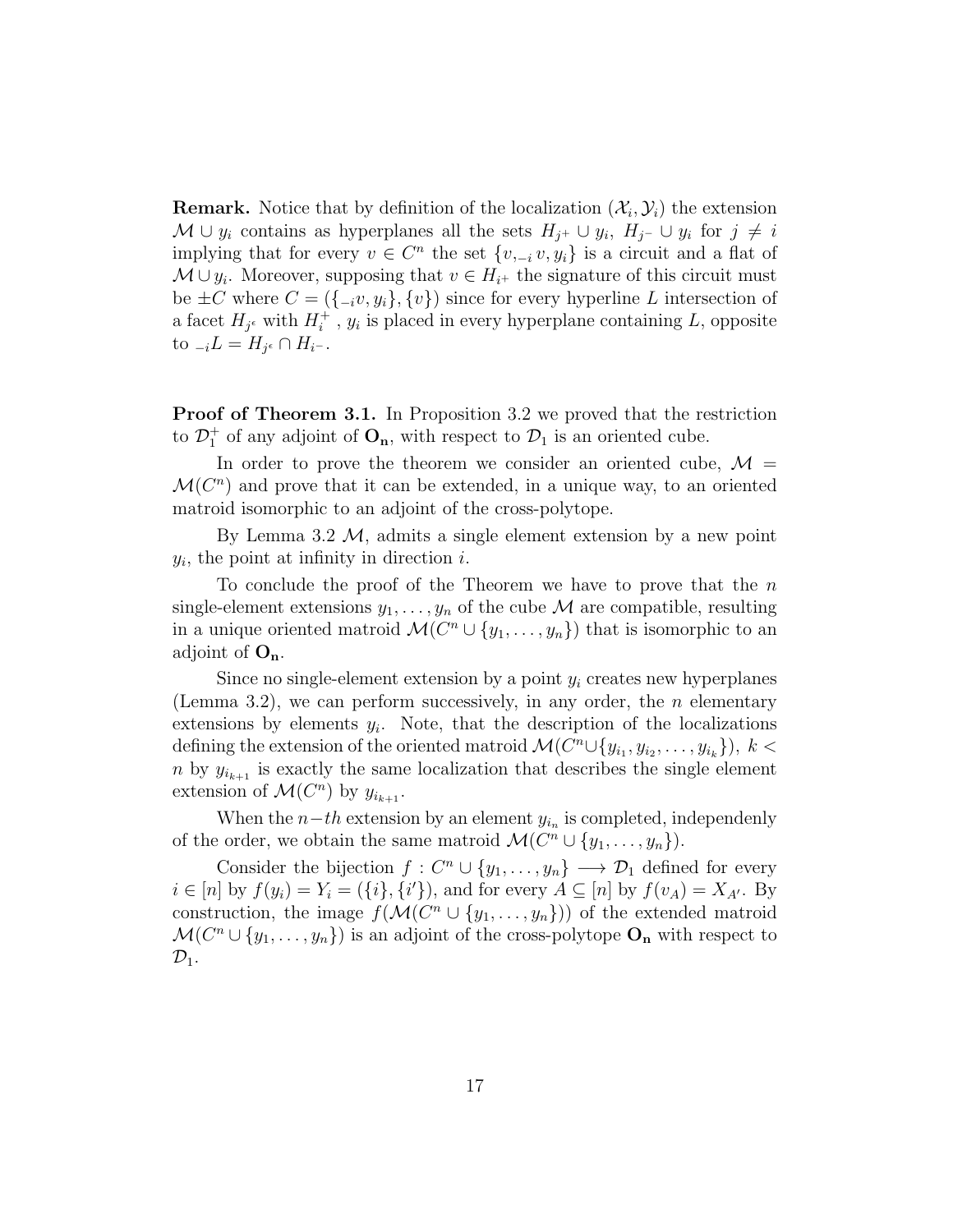**Remark.** Notice that by definition of the localization $(\mathcal{X}_i, \mathcal{Y}_i)$ the extension $\mathcal{M} \cup y_i$ contains as hyperplanes all the sets $H_{j^+} \cup y_i$, $H_{j^-} \cup y_i$ for $j \neq i$ implying that for every $v \in C^n$ the set $\{v, {}_{-i}v, y_i\}$ is a circuit and a flat of $\mathcal{M} \cup y_i$. Moreover, supposing that $v \in H_{i^+}$ the signature of this circuit must be $\pm C$ where $C = (\{{}_{-i}v, y_i\}, \{v\})$ since for every hyperline $L$ intersection of a facet $H_{j^\epsilon}$ with $H_i^+$, $y_i$ is placed in every hyperplane containing $L$, opposite to ${}_{-i}L = H_{j^\epsilon} \cap H_{i^-}$.

**Proof of Theorem 3.1.** In Proposition 3.2 we proved that the restriction to $\mathcal{D}_1^+$ of any adjoint of $\mathbf{O_n}$, with respect to $\mathcal{D}_1$ is an oriented cube.

In order to prove the theorem we consider an oriented cube, $\mathcal{M} = \mathcal{M}(C^n)$ and prove that it can be extended, in a unique way, to an oriented matroid isomorphic to an adjoint of the cross-polytope.

By Lemma 3.2 $\mathcal{M}$, admits a single element extension by a new point $y_i$, the point at infinity in direction $i$.

To conclude the proof of the Theorem we have to prove that the $n$ single-element extensions $y_1, \ldots, y_n$ of the cube $\mathcal{M}$ are compatible, resulting in a unique oriented matroid $\mathcal{M}(C^n \cup \{y_1, \ldots, y_n\})$ that is isomorphic to an adjoint of $\mathbf{O_n}$.

Since no single-element extension by a point $y_i$ creates new hyperplanes (Lemma 3.2), we can perform successively, in any order, the $n$ elementary extensions by elements $y_i$. Note, that the description of the localizations defining the extension of the oriented matroid $\mathcal{M}(C^n \cup \{y_{i_1}, y_{i_2}, \ldots, y_{i_k}\})$, $k < n$ by $y_{i_{k+1}}$ is exactly the same localization that describes the single element extension of $\mathcal{M}(C^n)$ by $y_{i_{k+1}}$.

When the $n{-}th$ extension by an element $y_{i_n}$ is completed, independenly of the order, we obtain the same matroid $\mathcal{M}(C^n \cup \{y_1, \ldots, y_n\})$.

Consider the bijection $f : C^n \cup \{y_1, \ldots, y_n\} \longrightarrow \mathcal{D}_1$ defined for every $i \in [n]$ by $f(y_i) = Y_i = (\{i\}, \{i'\})$, and for every $A \subseteq [n]$ by $f(v_A) = X_{A'}$. By construction, the image $f(\mathcal{M}(C^n \cup \{y_1, \ldots, y_n\}))$ of the extended matroid $\mathcal{M}(C^n \cup \{y_1, \ldots, y_n\})$ is an adjoint of the cross-polytope $\mathbf{O_n}$ with respect to $\mathcal{D}_1$.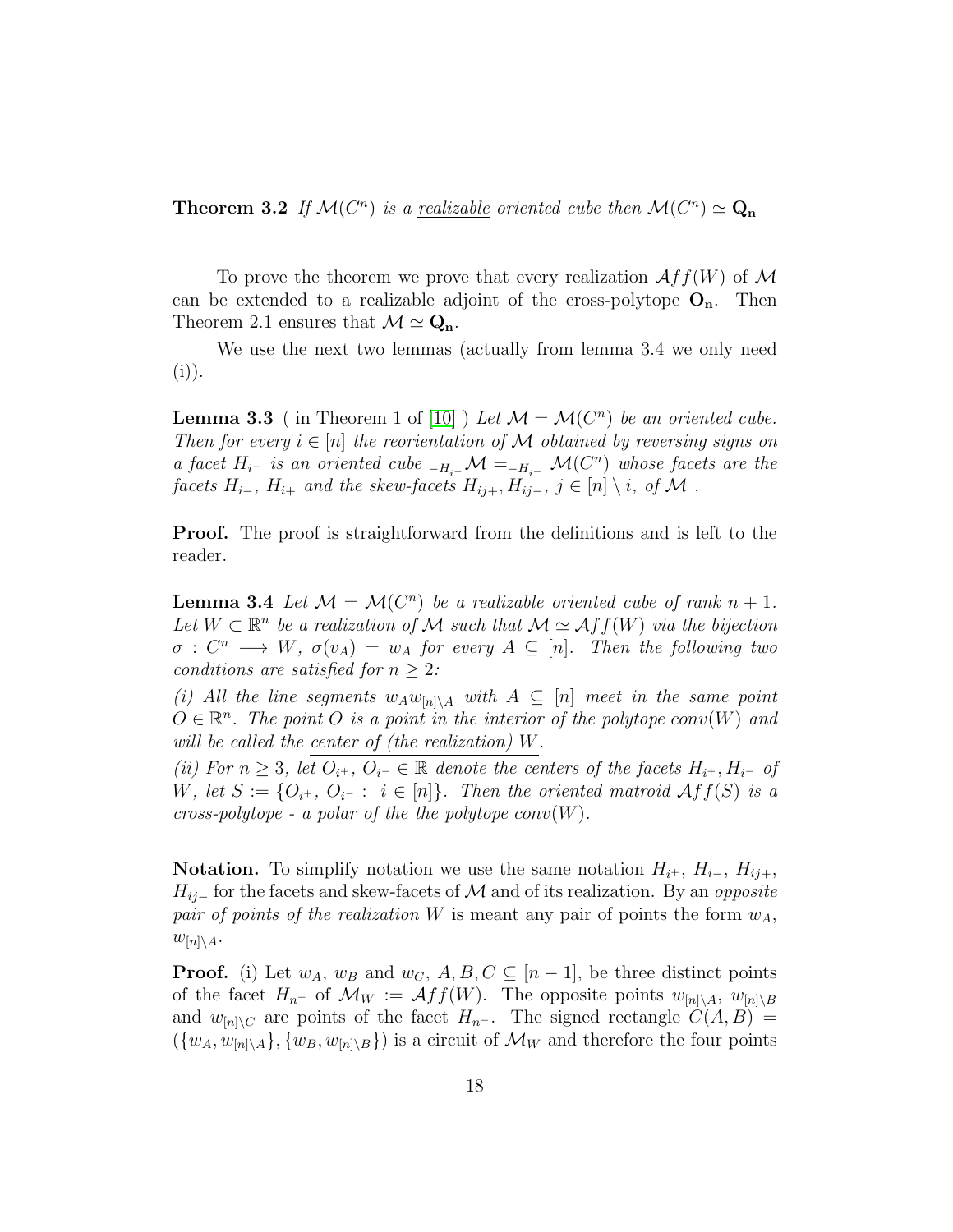**Theorem 3.2** *If $\mathcal{M}(C^n)$ is a* <u>*realizable*</u> *oriented cube then $\mathcal{M}(C^n) \simeq \mathbf{Q_n}$*

To prove the theorem we prove that every realization $\mathcal{A}ff(W)$ of $\mathcal{M}$ can be extended to a realizable adjoint of the cross-polytope $\mathbf{O_n}$. Then Theorem 2.1 ensures that $\mathcal{M} \simeq \mathbf{Q_n}$.

We use the next two lemmas (actually from lemma 3.4 we only need (i)).

**Lemma 3.3** ( in Theorem 1 of [10] ) *Let $\mathcal{M} = \mathcal{M}(C^n)$ be an oriented cube. Then for every $i \in [n]$ the reorientation of $\mathcal{M}$ obtained by reversing signs on a facet $H_{i^-}$ is an oriented cube ${}_{-H_{i^-}}\mathcal{M} = {}_{-H_{i^-}}\mathcal{M}(C^n)$ whose facets are the facets $H_{i-}$, $H_{i+}$ and the skew-facets $H_{ij+}, H_{ij-}$, $j \in [n] \setminus i$, of $\mathcal{M}$ .*

**Proof.** The proof is straightforward from the definitions and is left to the reader.

**Lemma 3.4** *Let $\mathcal{M} = \mathcal{M}(C^n)$ be a realizable oriented cube of rank $n+1$. Let $W \subset \mathbb{R}^n$ be a realization of $\mathcal{M}$ such that $\mathcal{M} \simeq \mathcal{A}ff(W)$ via the bijection $\sigma : C^n \longrightarrow W$, $\sigma(v_A) = w_A$ for every $A \subseteq [n]$. Then the following two conditions are satisfied for $n \geq 2$:*

*(i) All the line segments $w_A w_{[n]\setminus A}$ with $A \subseteq [n]$ meet in the same point $O \in \mathbb{R}^n$. The point $O$ is a point in the interior of the polytope $conv(W)$ and will be called the* <u>*center of (the realization) $W$*</u>*.*

*(ii) For $n \geq 3$, let $O_{i^+}$, $O_{i^-} \in \mathbb{R}$ denote the centers of the facets $H_{i^+}, H_{i^-}$ of $W$, let $S := \{O_{i^+}, O_{i^-} : i \in [n]\}$. Then the oriented matroid $\mathcal{A}ff(S)$ is a cross-polytope - a polar of the the polytope $conv(W)$.*

**Notation.** To simplify notation we use the same notation $H_{i^+}$, $H_{i-}$, $H_{ij+}$, $H_{ij-}$ for the facets and skew-facets of $\mathcal{M}$ and of its realization. By an *opposite pair of points of the realization $W$* is meant any pair of points the form $w_A$, $w_{[n]\setminus A}$.

**Proof.** (i) Let $w_A$, $w_B$ and $w_C$, $A, B, C \subseteq [n-1]$, be three distinct points of the facet $H_{n^+}$ of $\mathcal{M}_W := \mathcal{A}ff(W)$. The opposite points $w_{[n]\setminus A}$, $w_{[n]\setminus B}$ and $w_{[n]\setminus C}$ are points of the facet $H_{n^-}$. The signed rectangle $C(A, B) = (\{w_A, w_{[n]\setminus A}\}, \{w_B, w_{[n]\setminus B}\})$ is a circuit of $\mathcal{M}_W$ and therefore the four points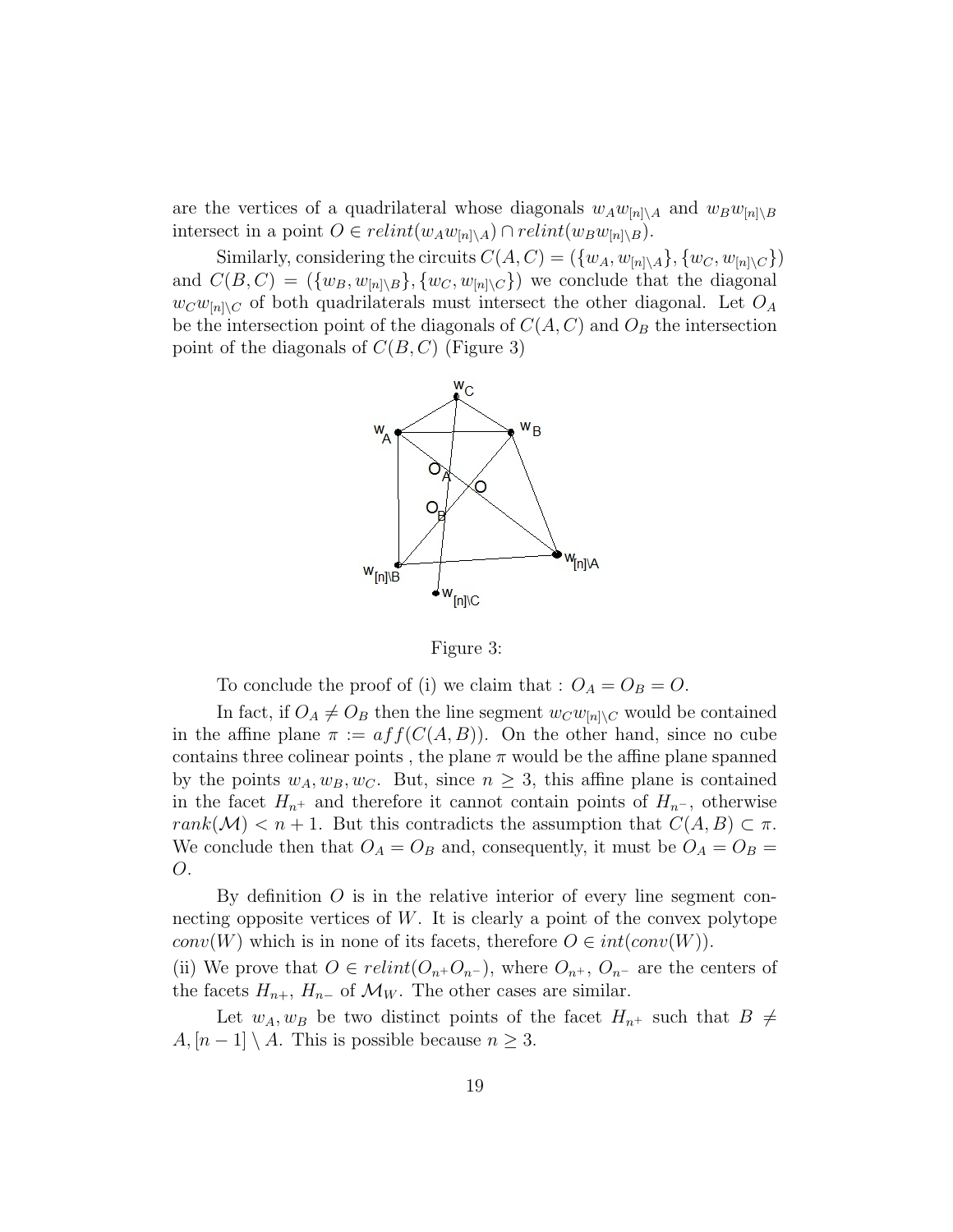are the vertices of a quadrilateral whose diagonals $w_A w_{[n]\setminus A}$ and $w_B w_{[n]\setminus B}$ intersect in a point $O \in relint(w_A w_{[n]\setminus A}) \cap relint(w_B w_{[n]\setminus B})$.

Similarly, considering the circuits $C(A, C) = (\{w_A, w_{[n]\setminus A}\}, \{w_C, w_{[n]\setminus C}\})$ and $C(B, C) = (\{w_B, w_{[n]\setminus B}\}, \{w_C, w_{[n]\setminus C}\})$ we conclude that the diagonal $w_C w_{[n]\setminus C}$ of both quadrilaterals must intersect the other diagonal. Let $O_A$ be the intersection point of the diagonals of $C(A, C)$ and $O_B$ the intersection point of the diagonals of $C(B, C)$ (Figure 3)

Figure 3:

To conclude the proof of (i) we claim that : $O_A = O_B = O$.

In fact, if $O_A \neq O_B$ then the line segment $w_C w_{[n]\setminus C}$ would be contained in the affine plane $\pi := aff(C(A, B))$. On the other hand, since no cube contains three colinear points , the plane $\pi$ would be the affine plane spanned by the points $w_A, w_B, w_C$. But, since $n \geq 3$, this affine plane is contained in the facet $H_{n^+}$ and therefore it cannot contain points of $H_{n^-}$, otherwise $rank(\mathcal{M}) < n + 1$. But this contradicts the assumption that $C(A, B) \subset \pi$. We conclude then that $O_A = O_B$ and, consequently, it must be $O_A = O_B = O$.

By definition $O$ is in the relative interior of every line segment connecting opposite vertices of $W$. It is clearly a point of the convex polytope $conv(W)$ which is in none of its facets, therefore $O \in int(conv(W))$.

(ii) We prove that $O \in relint(O_{n^+} O_{n^-})$, where $O_{n^+}$, $O_{n^-}$ are the centers of the facets $H_{n+}$, $H_{n-}$ of $\mathcal{M}_W$. The other cases are similar.

Let $w_A, w_B$ be two distinct points of the facet $H_{n^+}$ such that $B \neq A, [n-1] \setminus A$. This is possible because $n \geq 3$.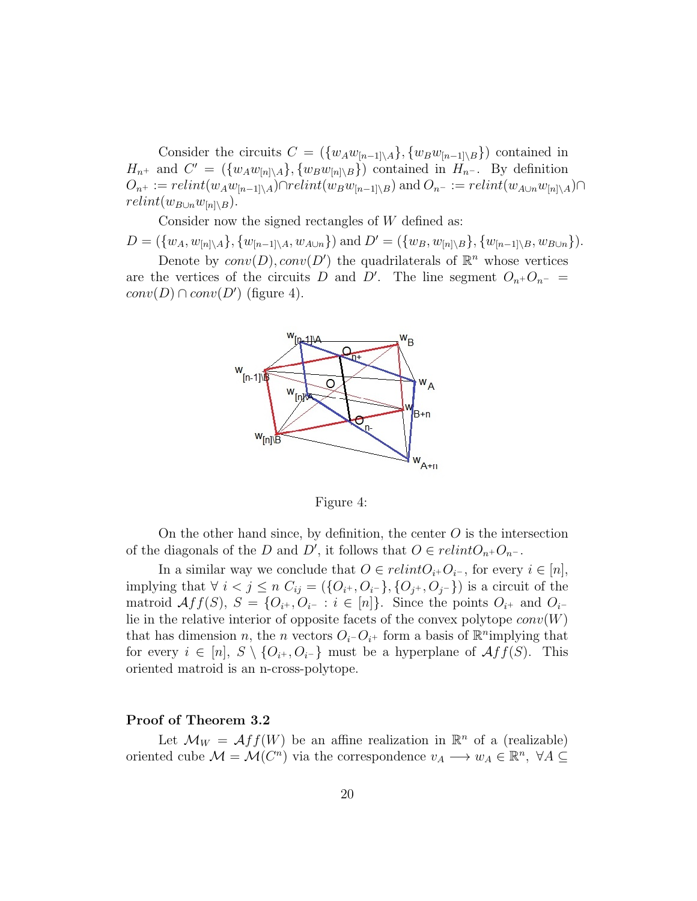Consider the circuits $C = (\{w_A w_{[n-1]\setminus A}\}, \{w_B w_{[n-1]\setminus B}\})$ contained in $H_{n^+}$ and $C' = (\{w_A w_{[n]\setminus A}\}, \{w_B w_{[n]\setminus B}\})$ contained in $H_{n^-}$. By definition $O_{n^+} := relint(w_A w_{[n-1]\setminus A}) \cap relint(w_B w_{[n-1]\setminus B})$ and $O_{n^-} := relint(w_{A\cup n} w_{[n]\setminus A}) \cap relint(w_{B\cup n} w_{[n]\setminus B})$.

Consider now the signed rectangles of $W$ defined as:

$D = (\{w_A, w_{[n]\setminus A}\}, \{w_{[n-1]\setminus A}, w_{A\cup n}\})$ and $D' = (\{w_B, w_{[n]\setminus B}\}, \{w_{[n-1]\setminus B}, w_{B\cup n}\})$.

Denote by $conv(D), conv(D')$ the quadrilaterals of $\mathbb{R}^n$ whose vertices are the vertices of the circuits $D$ and $D'$. The line segment $O_{n^+}O_{n^-} = conv(D) \cap conv(D')$ (figure 4).

w[n-1]\A
wB
On+
w[n-1]\B
O
wA
w[n]\A
wB+n
On-
w[n]\B
wA+n

Figure 4:

On the other hand since, by definition, the center $O$ is the intersection of the diagonals of the $D$ and $D'$, it follows that $O \in relint O_{n^+}O_{n^-}$.

In a similar way we conclude that $O \in relint O_{i^+}O_{i^-}$, for every $i \in [n]$, implying that $\forall\ i < j \leq n$ $C_{ij} = (\{O_{i^+}, O_{i^-}\}, \{O_{j^+}, O_{j^-}\})$ is a circuit of the matroid $\mathcal{A}ff(S)$, $S = \{O_{i^+}, O_{i^-} : i \in [n]\}$. Since the points $O_{i^+}$ and $O_{i^-}$ lie in the relative interior of opposite facets of the convex polytope $conv(W)$ that has dimension $n$, the $n$ vectors $O_{i^-}O_{i^+}$ form a basis of $\mathbb{R}^n$implying that for every $i \in [n]$, $S \setminus \{O_{i^+}, O_{i^-}\}$ must be a hyperplane of $\mathcal{A}ff(S)$. This oriented matroid is an n-cross-polytope.

### Proof of Theorem 3.2

Let $\mathcal{M}_W = \mathcal{A}ff(W)$ be an affine realization in $\mathbb{R}^n$ of a (realizable) oriented cube $\mathcal{M} = \mathcal{M}(C^n)$ via the correspondence $v_A \longrightarrow w_A \in \mathbb{R}^n$, $\forall A \subseteq$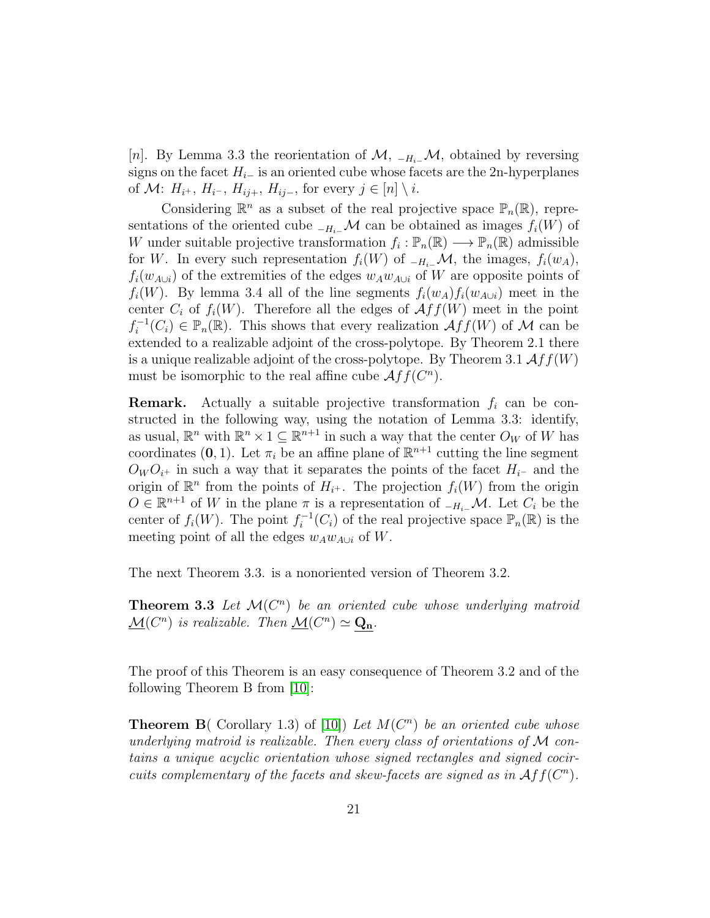$[n]$. By Lemma 3.3 the reorientation of $\mathcal{M}$, ${}_{-H_{i-}}\mathcal{M}$, obtained by reversing signs on the facet $H_{i-}$ is an oriented cube whose facets are the 2n-hyperplanes of $\mathcal{M}$: $H_{i^+}$, $H_{i^-}$, $H_{ij+}$, $H_{ij-}$, for every $j \in [n] \setminus i$.

Considering $\mathbb{R}^n$ as a subset of the real projective space $\mathbb{P}_n(\mathbb{R})$, representations of the oriented cube ${}_{-H_{i-}}\mathcal{M}$ can be obtained as images $f_i(W)$ of $W$ under suitable projective transformation $f_i : \mathbb{P}_n(\mathbb{R}) \longrightarrow \mathbb{P}_n(\mathbb{R})$ admissible for $W$. In every such representation $f_i(W)$ of ${}_{-H_{i-}}\mathcal{M}$, the images, $f_i(w_A)$, $f_i(w_{A \cup i})$ of the extremities of the edges $w_A w_{A \cup i}$ of $W$ are opposite points of $f_i(W)$. By lemma 3.4 all of the line segments $f_i(w_A)f_i(w_{A \cup i})$ meet in the center $C_i$ of $f_i(W)$. Therefore all the edges of $\mathcal{A}ff(W)$ meet in the point $f_i^{-1}(C_i) \in \mathbb{P}_n(\mathbb{R})$. This shows that every realization $\mathcal{A}ff(W)$ of $\mathcal{M}$ can be extended to a realizable adjoint of the cross-polytope. By Theorem 2.1 there is a unique realizable adjoint of the cross-polytope. By Theorem 3.1 $\mathcal{A}ff(W)$ must be isomorphic to the real affine cube $\mathcal{A}ff(C^n)$.

**Remark.** Actually a suitable projective transformation $f_i$ can be constructed in the following way, using the notation of Lemma 3.3: identify, as usual, $\mathbb{R}^n$ with $\mathbb{R}^n \times 1 \subseteq \mathbb{R}^{n+1}$ in such a way that the center $O_W$ of $W$ has coordinates $(\mathbf{0}, 1)$. Let $\pi_i$ be an affine plane of $\mathbb{R}^{n+1}$ cutting the line segment $O_W O_{i^+}$ in such a way that it separates the points of the facet $H_{i^-}$ and the origin of $\mathbb{R}^n$ from the points of $H_{i^+}$. The projection $f_i(W)$ from the origin $O \in \mathbb{R}^{n+1}$ of $W$ in the plane $\pi$ is a representation of ${}_{-H_{i-}}\mathcal{M}$. Let $C_i$ be the center of $f_i(W)$. The point $f_i^{-1}(C_i)$ of the real projective space $\mathbb{P}_n(\mathbb{R})$ is the meeting point of all the edges $w_A w_{A \cup i}$ of $W$.

The next Theorem 3.3. is a nonoriented version of Theorem 3.2.

**Theorem 3.3** *Let $\mathcal{M}(C^n)$ be an oriented cube whose underlying matroid $\underline{\mathcal{M}}(C^n)$ is realizable. Then $\underline{\mathcal{M}}(C^n) \simeq \underline{\mathbf{Q_n}}$.*

The proof of this Theorem is an easy consequence of Theorem 3.2 and of the following Theorem B from [10]:

**Theorem B**( Corollary 1.3) of [10]) *Let $M(C^n)$ be an oriented cube whose underlying matroid is realizable. Then every class of orientations of $\mathcal{M}$ contains a unique acyclic orientation whose signed rectangles and signed cocircuits complementary of the facets and skew-facets are signed as in $\mathcal{A}ff(C^n)$.*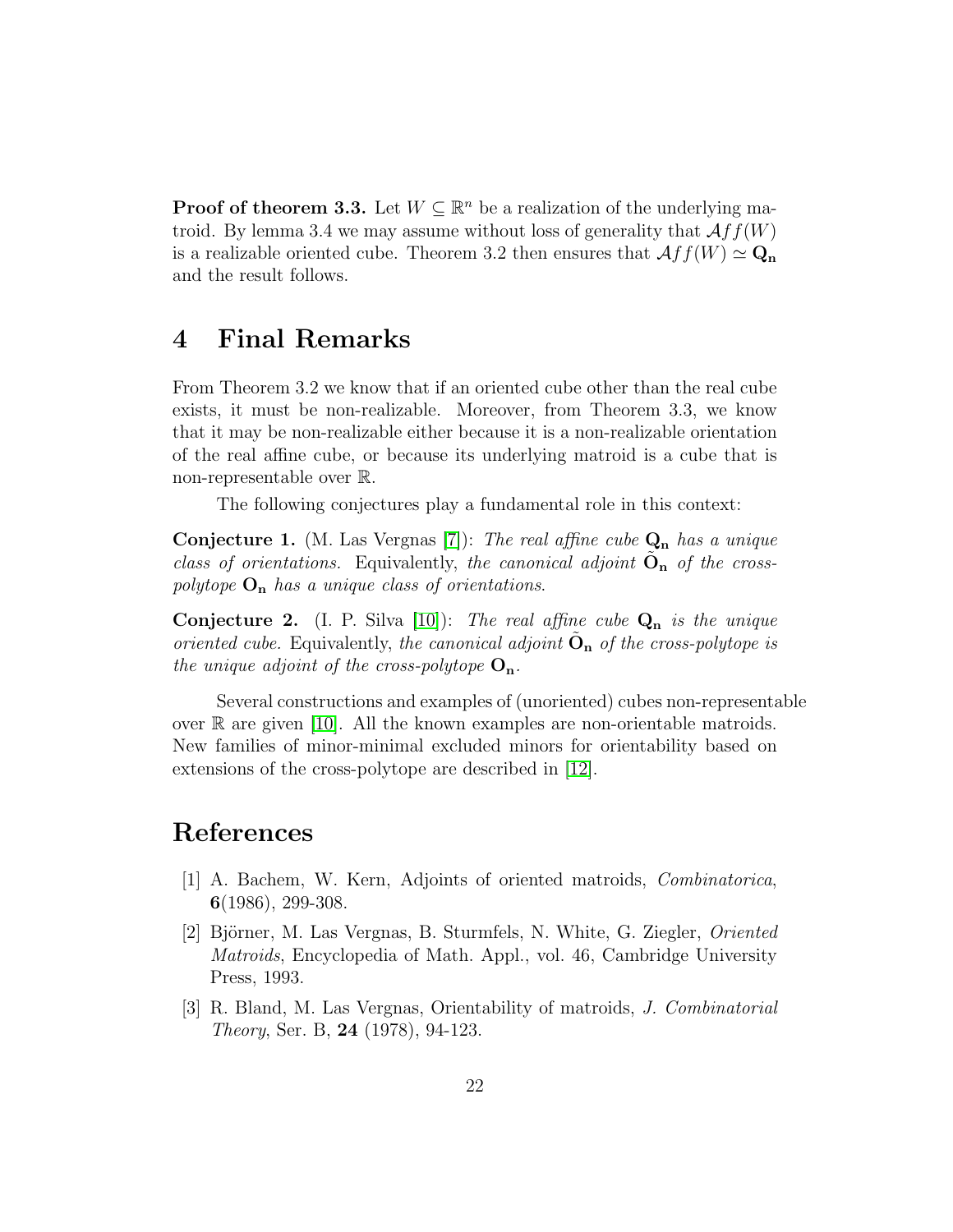**Proof of theorem 3.3.** Let $W \subseteq \mathbb{R}^n$ be a realization of the underlying matroid. By lemma 3.4 we may assume without loss of generality that $\mathcal{A}ff(W)$ is a realizable oriented cube. Theorem 3.2 then ensures that $\mathcal{A}ff(W) \simeq \mathbf{Q_n}$ and the result follows.

# 4 Final Remarks

From Theorem 3.2 we know that if an oriented cube other than the real cube exists, it must be non-realizable. Moreover, from Theorem 3.3, we know that it may be non-realizable either because it is a non-realizable orientation of the real affine cube, or because its underlying matroid is a cube that is non-representable over $\mathbb{R}$.

The following conjectures play a fundamental role in this context:

**Conjecture 1.** (M. Las Vergnas [7]): *The real affine cube* $\mathbf{Q_n}$ *has a unique class of orientations.* Equivalently, *the canonical adjoint* $\tilde{\mathbf{O}}_\mathbf{n}$ *of the cross-polytope* $\mathbf{O_n}$ *has a unique class of orientations.*

**Conjecture 2.** (I. P. Silva [10]): *The real affine cube* $\mathbf{Q_n}$ *is the unique oriented cube.* Equivalently, *the canonical adjoint* $\tilde{\mathbf{O}}_\mathbf{n}$ *of the cross-polytope is the unique adjoint of the cross-polytope* $\mathbf{O_n}$.

Several constructions and examples of (unoriented) cubes non-representable over $\mathbb{R}$ are given [10]. All the known examples are non-orientable matroids. New families of minor-minimal excluded minors for orientability based on extensions of the cross-polytope are described in [12].

# References

[1] A. Bachem, W. Kern, Adjoints of oriented matroids, *Combinatorica*, **6**(1986), 299-308.

[2] Björner, M. Las Vergnas, B. Sturmfels, N. White, G. Ziegler, *Oriented Matroids*, Encyclopedia of Math. Appl., vol. 46, Cambridge University Press, 1993.

[3] R. Bland, M. Las Vergnas, Orientability of matroids, *J. Combinatorial Theory*, Ser. B, **24** (1978), 94-123.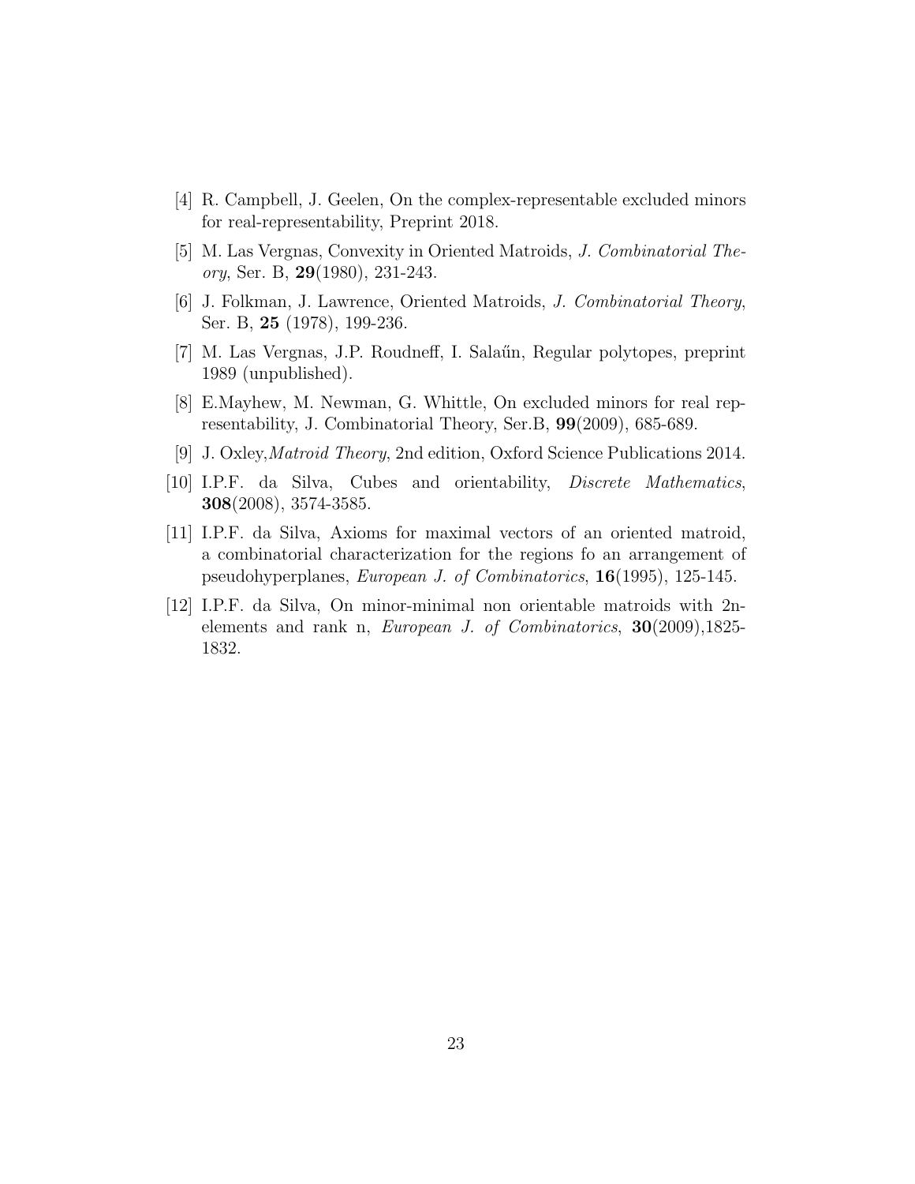[4] R. Campbell, J. Geelen, On the complex-representable excluded minors for real-representability, Preprint 2018.

[5] M. Las Vergnas, Convexity in Oriented Matroids, *J. Combinatorial Theory*, Ser. B, **29**(1980), 231-243.

[6] J. Folkman, J. Lawrence, Oriented Matroids, *J. Combinatorial Theory*, Ser. B, **25** (1978), 199-236.

[7] M. Las Vergnas, J.P. Roudneff, I. Salaűn, Regular polytopes, preprint 1989 (unpublished).

[8] E.Mayhew, M. Newman, G. Whittle, On excluded minors for real representability, J. Combinatorial Theory, Ser.B, **99**(2009), 685-689.

[9] J. Oxley,*Matroid Theory*, 2nd edition, Oxford Science Publications 2014.

[10] I.P.F. da Silva, Cubes and orientability, *Discrete Mathematics*, **308**(2008), 3574-3585.

[11] I.P.F. da Silva, Axioms for maximal vectors of an oriented matroid, a combinatorial characterization for the regions fo an arrangement of pseudohyperplanes, *European J. of Combinatorics*, **16**(1995), 125-145.

[12] I.P.F. da Silva, On minor-minimal non orientable matroids with 2n-elements and rank n, *European J. of Combinatorics*, **30**(2009),1825-1832.